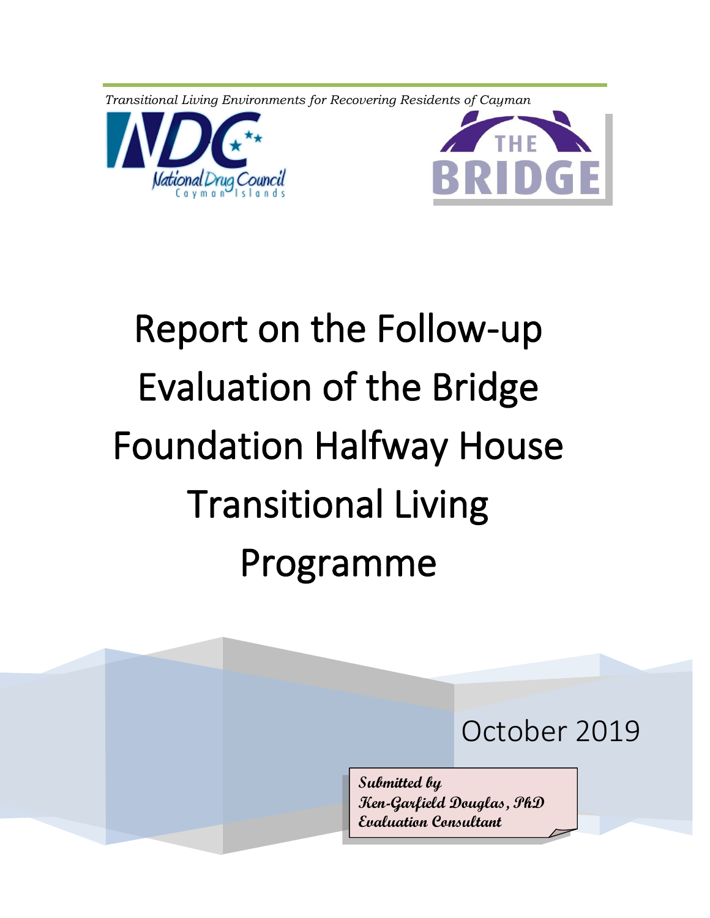*Transitional Living Environments for Recovering Residents of Cayman*

# Report on the Follow-up Evaluation of the Bridge Foundation Halfway House Transitional Living Programme

October 2019

***Submitted by***
***Ken-Garfield Douglas, PhD***
***Evaluation Consultant***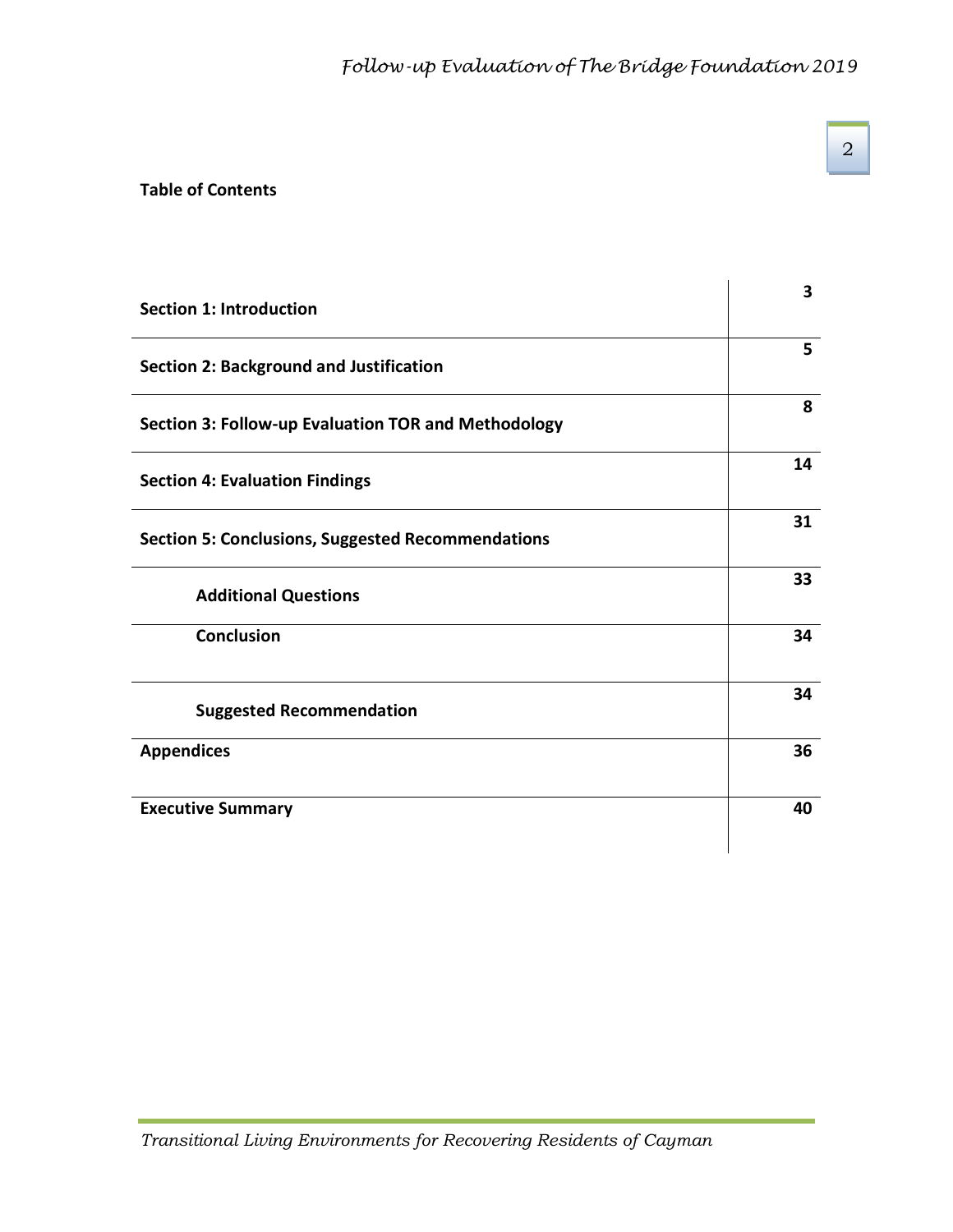**Table of Contents**

| | |
|---|---|
| **Section 1: Introduction** | **3** |
| **Section 2: Background and Justification** | **5** |
| **Section 3: Follow-up Evaluation TOR and Methodology** | **8** |
| **Section 4: Evaluation Findings** | **14** |
| **Section 5: Conclusions, Suggested Recommendations** | **31** |
| **Additional Questions** | **33** |
| **Conclusion** | **34** |
| **Suggested Recommendation** | **34** |
| **Appendices** | **36** |
| **Executive Summary** | **40** |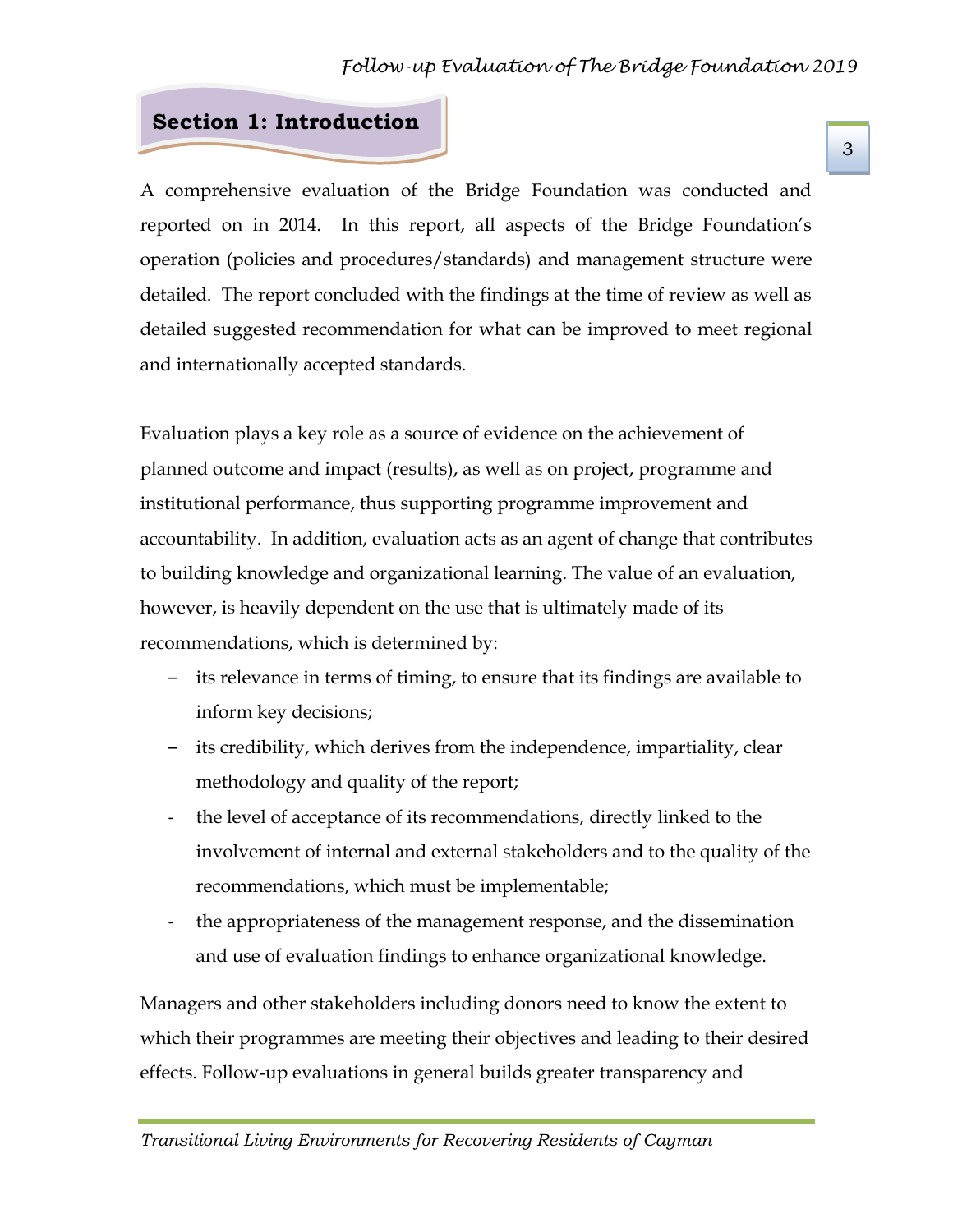# Section 1: Introduction

A comprehensive evaluation of the Bridge Foundation was conducted and reported on in 2014. In this report, all aspects of the Bridge Foundation's operation (policies and procedures/standards) and management structure were detailed. The report concluded with the findings at the time of review as well as detailed suggested recommendation for what can be improved to meet regional and internationally accepted standards.

Evaluation plays a key role as a source of evidence on the achievement of planned outcome and impact (results), as well as on project, programme and institutional performance, thus supporting programme improvement and accountability. In addition, evaluation acts as an agent of change that contributes to building knowledge and organizational learning. The value of an evaluation, however, is heavily dependent on the use that is ultimately made of its recommendations, which is determined by:

- its relevance in terms of timing, to ensure that its findings are available to inform key decisions;
- its credibility, which derives from the independence, impartiality, clear methodology and quality of the report;
- the level of acceptance of its recommendations, directly linked to the involvement of internal and external stakeholders and to the quality of the recommendations, which must be implementable;
- the appropriateness of the management response, and the dissemination and use of evaluation findings to enhance organizational knowledge.

Managers and other stakeholders including donors need to know the extent to which their programmes are meeting their objectives and leading to their desired effects. Follow-up evaluations in general builds greater transparency and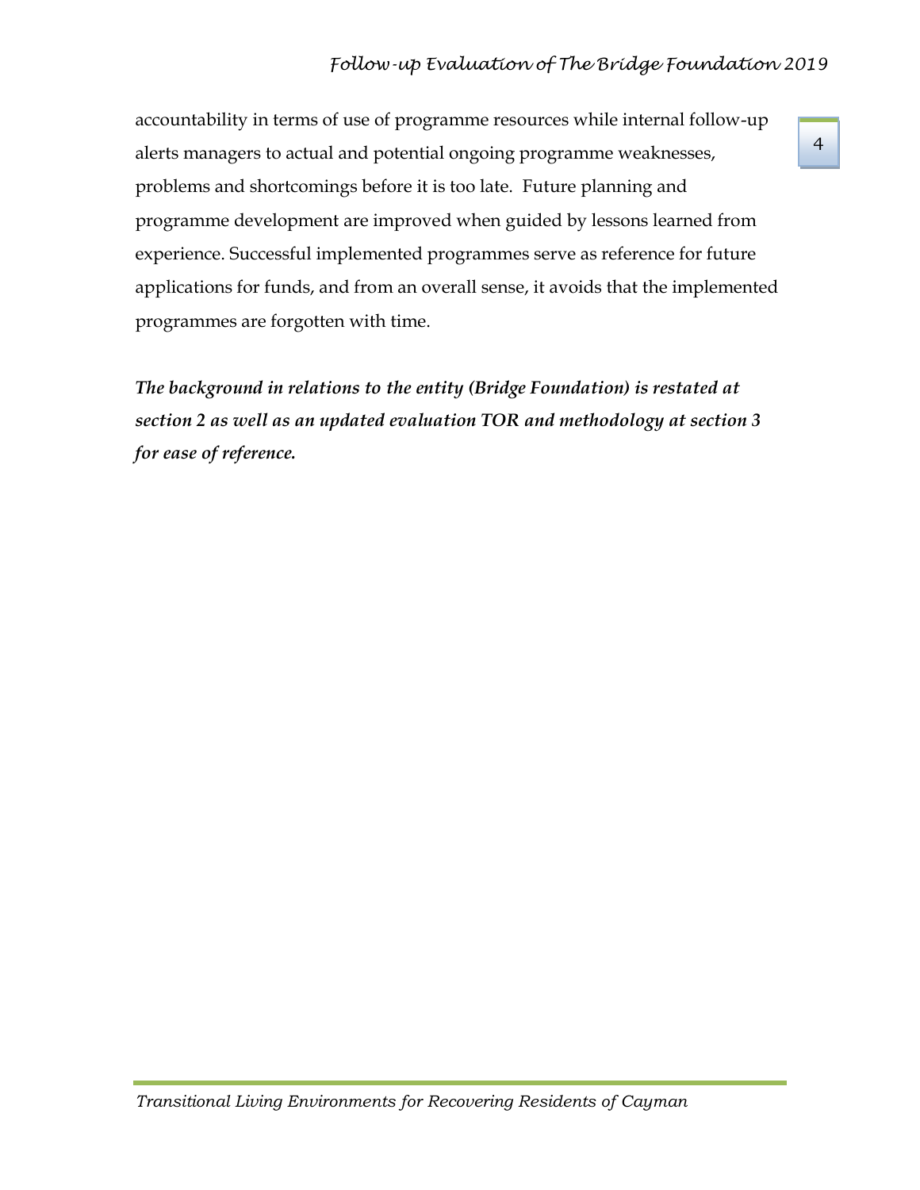accountability in terms of use of programme resources while internal follow-up alerts managers to actual and potential ongoing programme weaknesses, problems and shortcomings before it is too late. Future planning and programme development are improved when guided by lessons learned from experience. Successful implemented programmes serve as reference for future applications for funds, and from an overall sense, it avoids that the implemented programmes are forgotten with time.

***The background in relations to the entity (Bridge Foundation) is restated at section 2 as well as an updated evaluation TOR and methodology at section 3 for ease of reference.***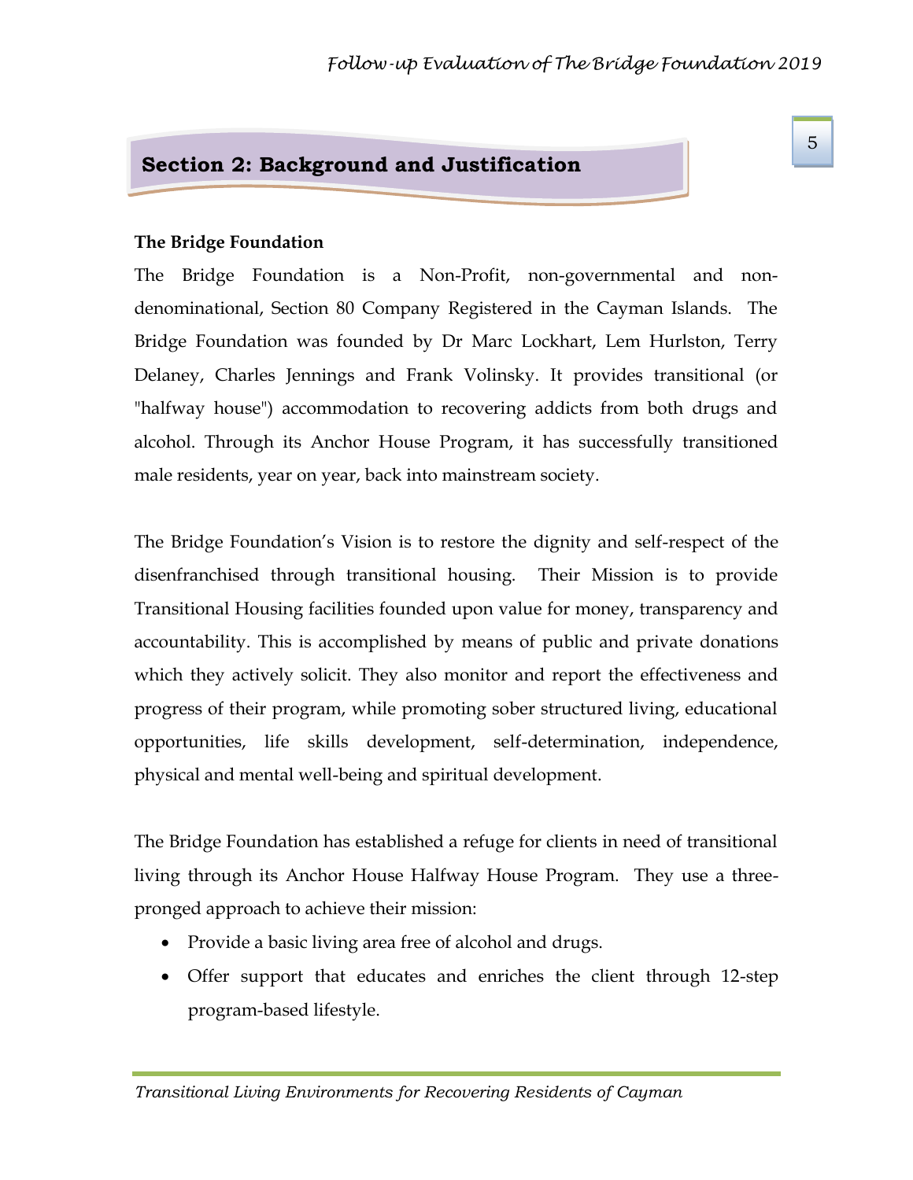## Section 2: Background and Justification

**The Bridge Foundation**

The Bridge Foundation is a Non-Profit, non-governmental and non-denominational, Section 80 Company Registered in the Cayman Islands. The Bridge Foundation was founded by Dr Marc Lockhart, Lem Hurlston, Terry Delaney, Charles Jennings and Frank Volinsky. It provides transitional (or "halfway house") accommodation to recovering addicts from both drugs and alcohol. Through its Anchor House Program, it has successfully transitioned male residents, year on year, back into mainstream society.

The Bridge Foundation's Vision is to restore the dignity and self-respect of the disenfranchised through transitional housing. Their Mission is to provide Transitional Housing facilities founded upon value for money, transparency and accountability. This is accomplished by means of public and private donations which they actively solicit. They also monitor and report the effectiveness and progress of their program, while promoting sober structured living, educational opportunities, life skills development, self-determination, independence, physical and mental well-being and spiritual development.

The Bridge Foundation has established a refuge for clients in need of transitional living through its Anchor House Halfway House Program. They use a three-pronged approach to achieve their mission:

- Provide a basic living area free of alcohol and drugs.
- Offer support that educates and enriches the client through 12-step program-based lifestyle.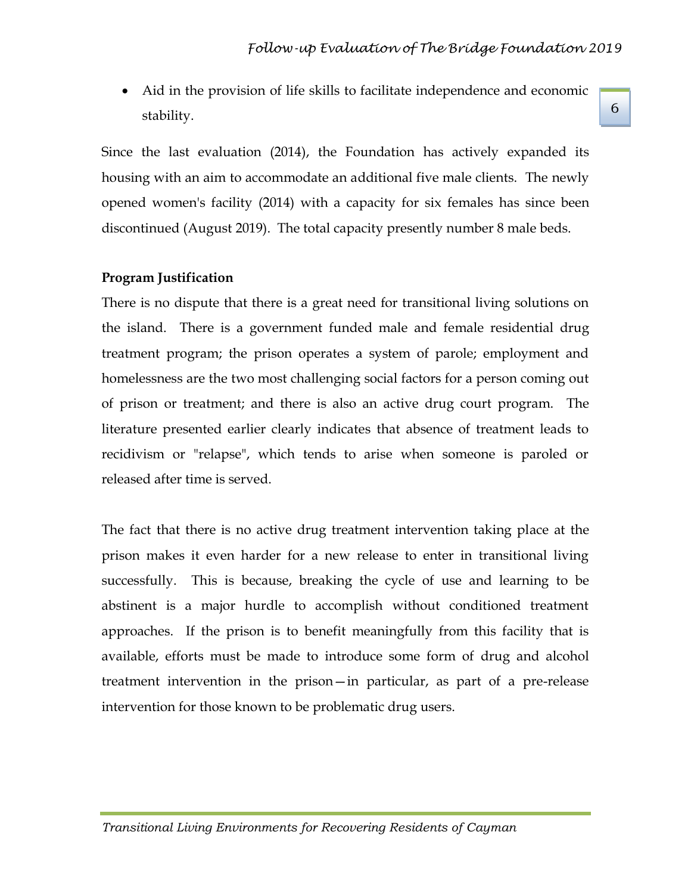- Aid in the provision of life skills to facilitate independence and economic stability.

Since the last evaluation (2014), the Foundation has actively expanded its housing with an aim to accommodate an additional five male clients. The newly opened women's facility (2014) with a capacity for six females has since been discontinued (August 2019). The total capacity presently number 8 male beds.

**Program Justification**

There is no dispute that there is a great need for transitional living solutions on the island. There is a government funded male and female residential drug treatment program; the prison operates a system of parole; employment and homelessness are the two most challenging social factors for a person coming out of prison or treatment; and there is also an active drug court program. The literature presented earlier clearly indicates that absence of treatment leads to recidivism or "relapse", which tends to arise when someone is paroled or released after time is served.

The fact that there is no active drug treatment intervention taking place at the prison makes it even harder for a new release to enter in transitional living successfully. This is because, breaking the cycle of use and learning to be abstinent is a major hurdle to accomplish without conditioned treatment approaches. If the prison is to benefit meaningfully from this facility that is available, efforts must be made to introduce some form of drug and alcohol treatment intervention in the prison—in particular, as part of a pre-release intervention for those known to be problematic drug users.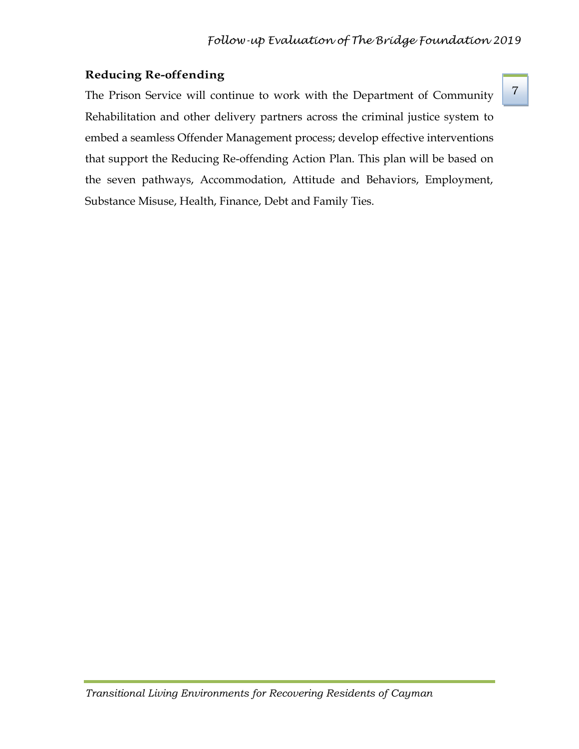## Reducing Re-offending

The Prison Service will continue to work with the Department of Community Rehabilitation and other delivery partners across the criminal justice system to embed a seamless Offender Management process; develop effective interventions that support the Reducing Re-offending Action Plan. This plan will be based on the seven pathways, Accommodation, Attitude and Behaviors, Employment, Substance Misuse, Health, Finance, Debt and Family Ties.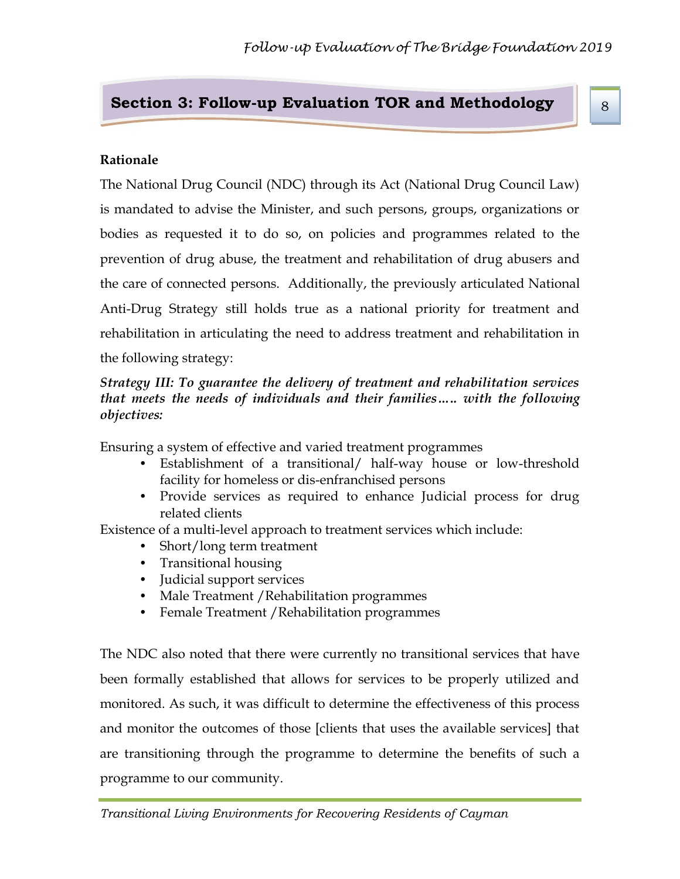## Section 3: Follow-up Evaluation TOR and Methodology

**Rationale**

The National Drug Council (NDC) through its Act (National Drug Council Law) is mandated to advise the Minister, and such persons, groups, organizations or bodies as requested it to do so, on policies and programmes related to the prevention of drug abuse, the treatment and rehabilitation of drug abusers and the care of connected persons. Additionally, the previously articulated National Anti-Drug Strategy still holds true as a national priority for treatment and rehabilitation in articulating the need to address treatment and rehabilitation in the following strategy:

***Strategy III: To guarantee the delivery of treatment and rehabilitation services that meets the needs of individuals and their families….. with the following objectives:***

Ensuring a system of effective and varied treatment programmes

- Establishment of a transitional/ half-way house or low-threshold facility for homeless or dis-enfranchised persons
- Provide services as required to enhance Judicial process for drug related clients

Existence of a multi-level approach to treatment services which include:

- Short/long term treatment
- Transitional housing
- Judicial support services
- Male Treatment /Rehabilitation programmes
- Female Treatment /Rehabilitation programmes

The NDC also noted that there were currently no transitional services that have been formally established that allows for services to be properly utilized and monitored. As such, it was difficult to determine the effectiveness of this process and monitor the outcomes of those [clients that uses the available services] that are transitioning through the programme to determine the benefits of such a programme to our community.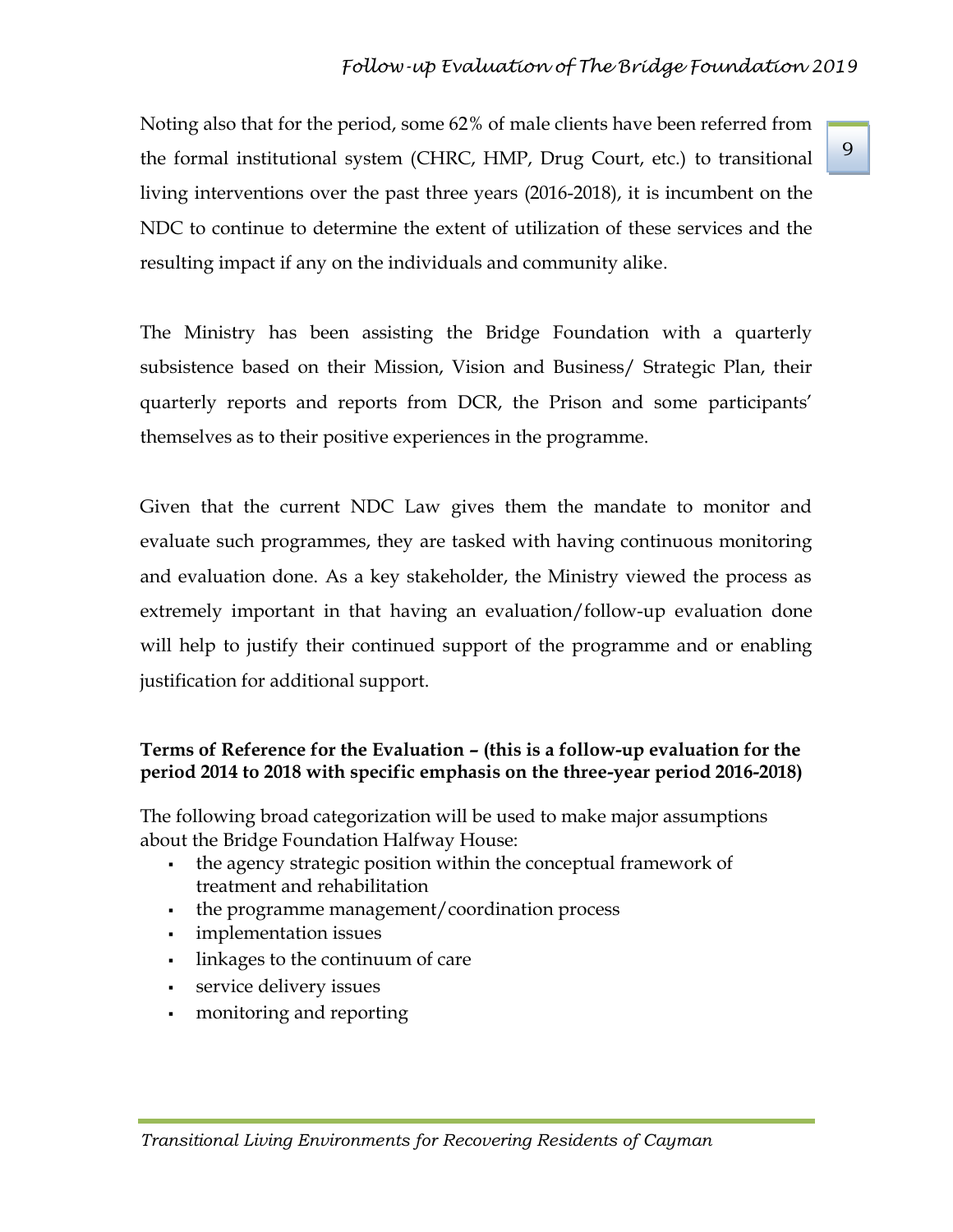Noting also that for the period, some 62% of male clients have been referred from the formal institutional system (CHRC, HMP, Drug Court, etc.) to transitional living interventions over the past three years (2016-2018), it is incumbent on the NDC to continue to determine the extent of utilization of these services and the resulting impact if any on the individuals and community alike.

The Ministry has been assisting the Bridge Foundation with a quarterly subsistence based on their Mission, Vision and Business/ Strategic Plan, their quarterly reports and reports from DCR, the Prison and some participants' themselves as to their positive experiences in the programme.

Given that the current NDC Law gives them the mandate to monitor and evaluate such programmes, they are tasked with having continuous monitoring and evaluation done. As a key stakeholder, the Ministry viewed the process as extremely important in that having an evaluation/follow-up evaluation done will help to justify their continued support of the programme and or enabling justification for additional support.

**Terms of Reference for the Evaluation – (this is a follow-up evaluation for the period 2014 to 2018 with specific emphasis on the three-year period 2016-2018)**

The following broad categorization will be used to make major assumptions about the Bridge Foundation Halfway House:

- the agency strategic position within the conceptual framework of treatment and rehabilitation
- the programme management/coordination process
- implementation issues
- linkages to the continuum of care
- service delivery issues
- monitoring and reporting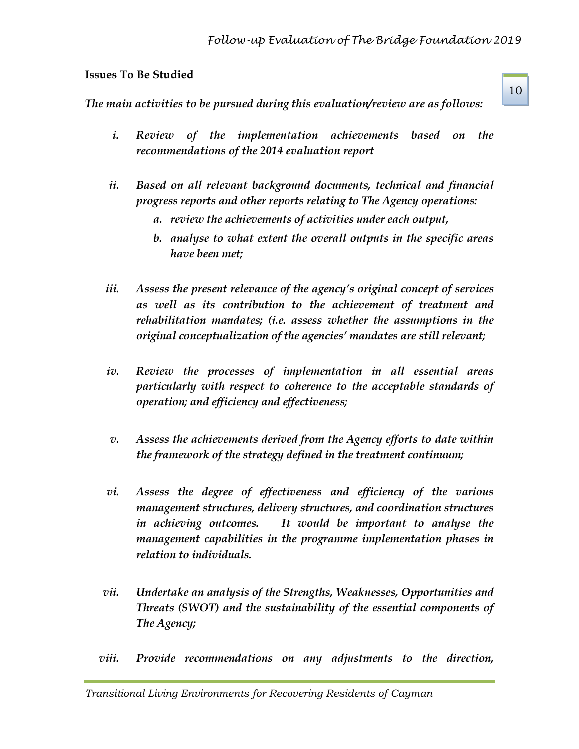**Issues To Be Studied**

*The main activities to be pursued during this evaluation/review are as follows:*

i. *Review of the implementation achievements based on the recommendations of the 2014 evaluation report*

ii. *Based on all relevant background documents, technical and financial progress reports and other reports relating to The Agency operations:*
   a. *review the achievements of activities under each output,*
   b. *analyse to what extent the overall outputs in the specific areas have been met;*

iii. *Assess the present relevance of the agency's original concept of services as well as its contribution to the achievement of treatment and rehabilitation mandates; (i.e. assess whether the assumptions in the original conceptualization of the agencies' mandates are still relevant;*

iv. *Review the processes of implementation in all essential areas particularly with respect to coherence to the acceptable standards of operation; and efficiency and effectiveness;*

v. *Assess the achievements derived from the Agency efforts to date within the framework of the strategy defined in the treatment continuum;*

vi. *Assess the degree of effectiveness and efficiency of the various management structures, delivery structures, and coordination structures in achieving outcomes. It would be important to analyse the management capabilities in the programme implementation phases in relation to individuals.*

vii. *Undertake an analysis of the Strengths, Weaknesses, Opportunities and Threats (SWOT) and the sustainability of the essential components of The Agency;*

viii. *Provide recommendations on any adjustments to the direction,*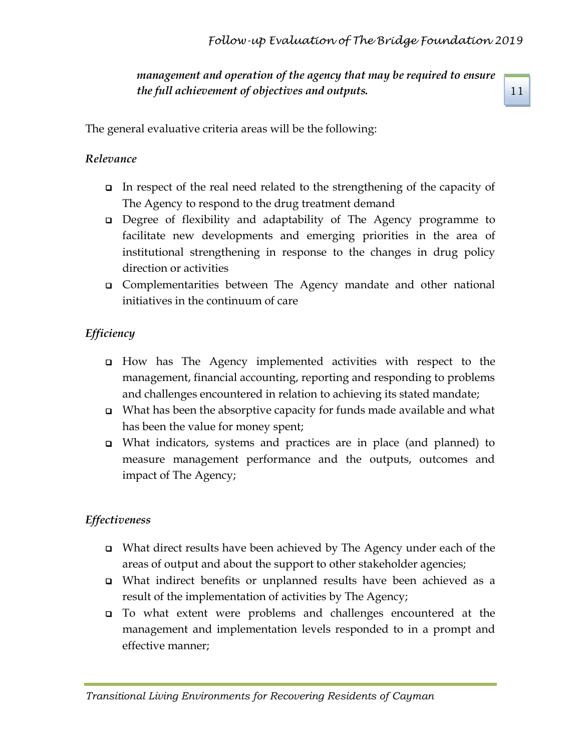***management and operation of the agency that may be required to ensure the full achievement of objectives and outputs.***

The general evaluative criteria areas will be the following:

*Relevance*

- In respect of the real need related to the strengthening of the capacity of The Agency to respond to the drug treatment demand
- Degree of flexibility and adaptability of The Agency programme to facilitate new developments and emerging priorities in the area of institutional strengthening in response to the changes in drug policy direction or activities
- Complementarities between The Agency mandate and other national initiatives in the continuum of care

*Efficiency*

- How has The Agency implemented activities with respect to the management, financial accounting, reporting and responding to problems and challenges encountered in relation to achieving its stated mandate;
- What has been the absorptive capacity for funds made available and what has been the value for money spent;
- What indicators, systems and practices are in place (and planned) to measure management performance and the outputs, outcomes and impact of The Agency;

*Effectiveness*

- What direct results have been achieved by The Agency under each of the areas of output and about the support to other stakeholder agencies;
- What indirect benefits or unplanned results have been achieved as a result of the implementation of activities by The Agency;
- To what extent were problems and challenges encountered at the management and implementation levels responded to in a prompt and effective manner;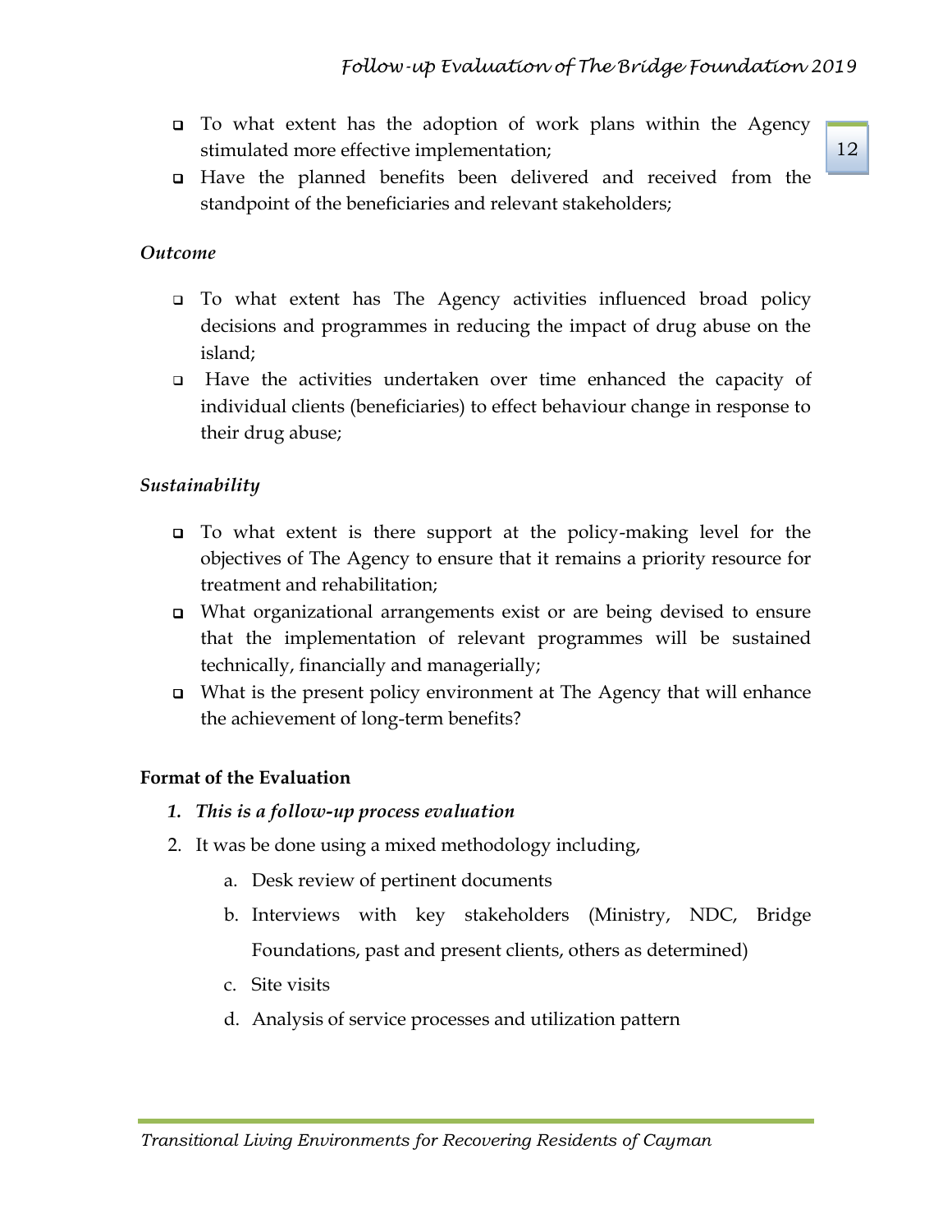- To what extent has the adoption of work plans within the Agency stimulated more effective implementation;
- Have the planned benefits been delivered and received from the standpoint of the beneficiaries and relevant stakeholders;

*Outcome*

- To what extent has The Agency activities influenced broad policy decisions and programmes in reducing the impact of drug abuse on the island;
- Have the activities undertaken over time enhanced the capacity of individual clients (beneficiaries) to effect behaviour change in response to their drug abuse;

*Sustainability*

- To what extent is there support at the policy-making level for the objectives of The Agency to ensure that it remains a priority resource for treatment and rehabilitation;
- What organizational arrangements exist or are being devised to ensure that the implementation of relevant programmes will be sustained technically, financially and managerially;
- What is the present policy environment at The Agency that will enhance the achievement of long-term benefits?

**Format of the Evaluation**

1. ***This is a follow-up process evaluation***
2. It was be done using a mixed methodology including,
    a. Desk review of pertinent documents
    b. Interviews with key stakeholders (Ministry, NDC, Bridge Foundations, past and present clients, others as determined)
    c. Site visits
    d. Analysis of service processes and utilization pattern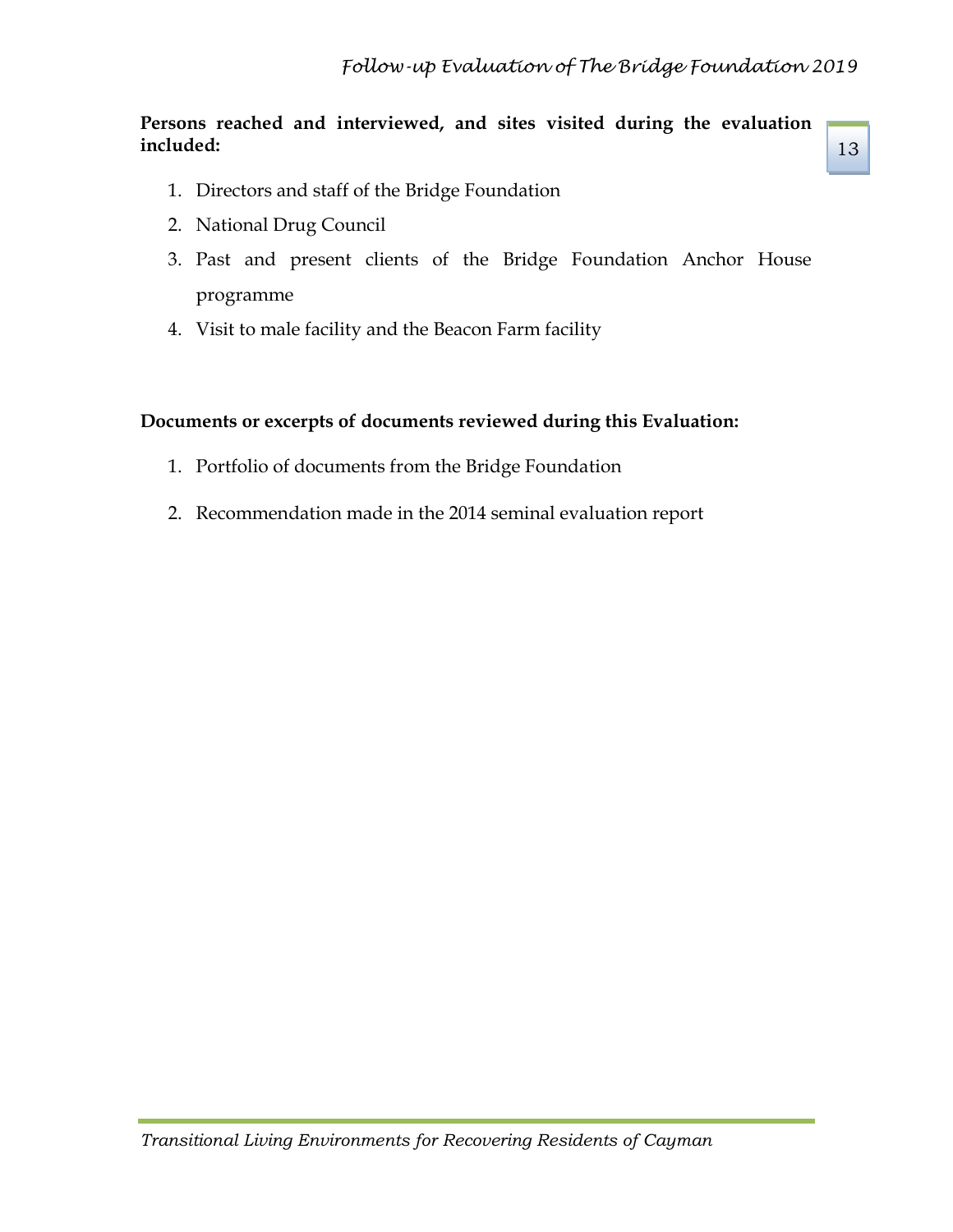**Persons reached and interviewed, and sites visited during the evaluation included:**

1. Directors and staff of the Bridge Foundation
2. National Drug Council
3. Past and present clients of the Bridge Foundation Anchor House programme
4. Visit to male facility and the Beacon Farm facility

**Documents or excerpts of documents reviewed during this Evaluation:**

1. Portfolio of documents from the Bridge Foundation
2. Recommendation made in the 2014 seminal evaluation report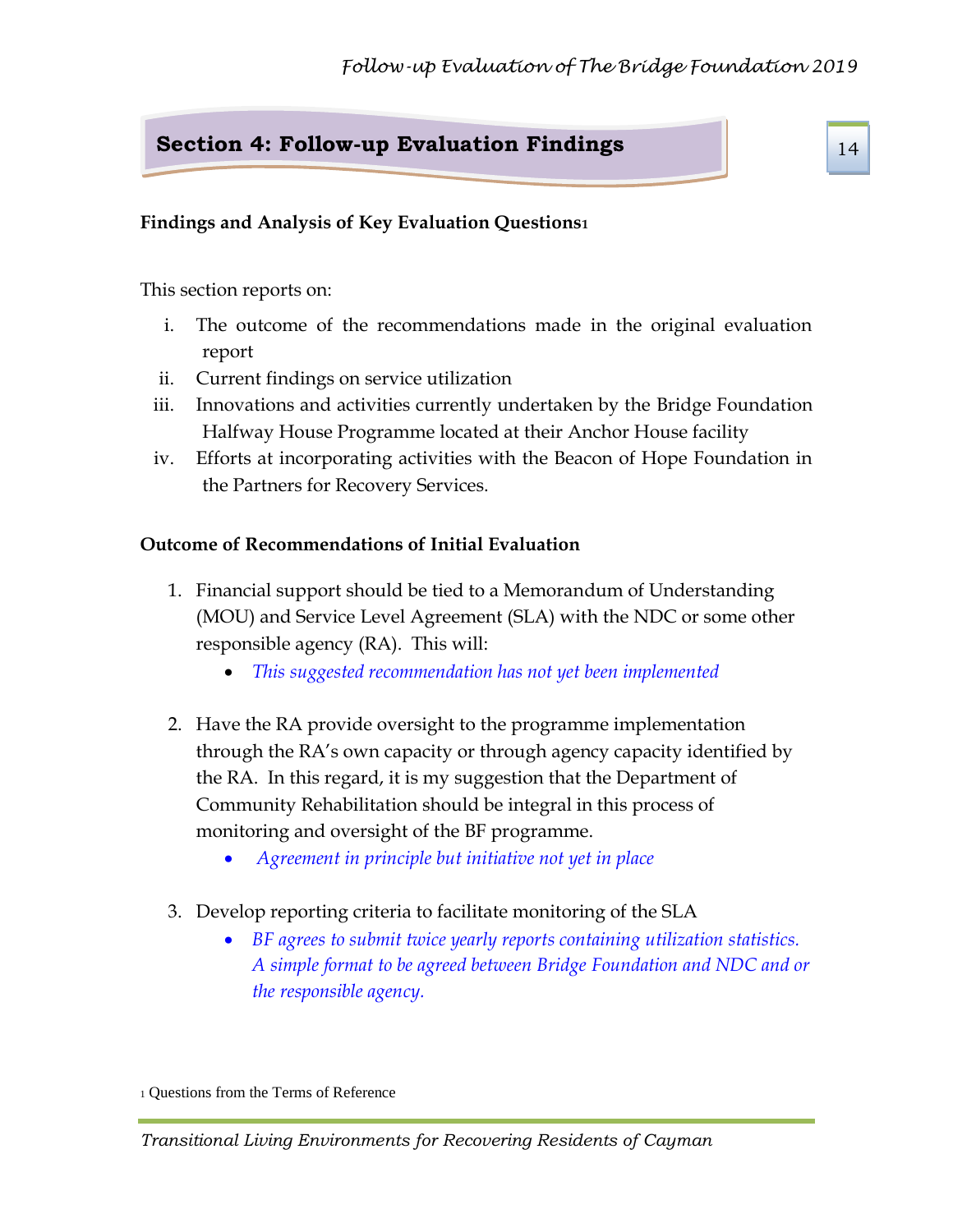# Section 4: Follow-up Evaluation Findings

**Findings and Analysis of Key Evaluation Questions**[1]

This section reports on:

i. The outcome of the recommendations made in the original evaluation report
ii. Current findings on service utilization
iii. Innovations and activities currently undertaken by the Bridge Foundation Halfway House Programme located at their Anchor House facility
iv. Efforts at incorporating activities with the Beacon of Hope Foundation in the Partners for Recovery Services.

**Outcome of Recommendations of Initial Evaluation**

1. Financial support should be tied to a Memorandum of Understanding (MOU) and Service Level Agreement (SLA) with the NDC or some other responsible agency (RA). This will:
    - *This suggested recommendation has not yet been implemented*

2. Have the RA provide oversight to the programme implementation through the RA's own capacity or through agency capacity identified by the RA. In this regard, it is my suggestion that the Department of Community Rehabilitation should be integral in this process of monitoring and oversight of the BF programme.
    - *Agreement in principle but initiative not yet in place*

3. Develop reporting criteria to facilitate monitoring of the SLA
    - *BF agrees to submit twice yearly reports containing utilization statistics. A simple format to be agreed between Bridge Foundation and NDC and or the responsible agency.*

[1] Questions from the Terms of Reference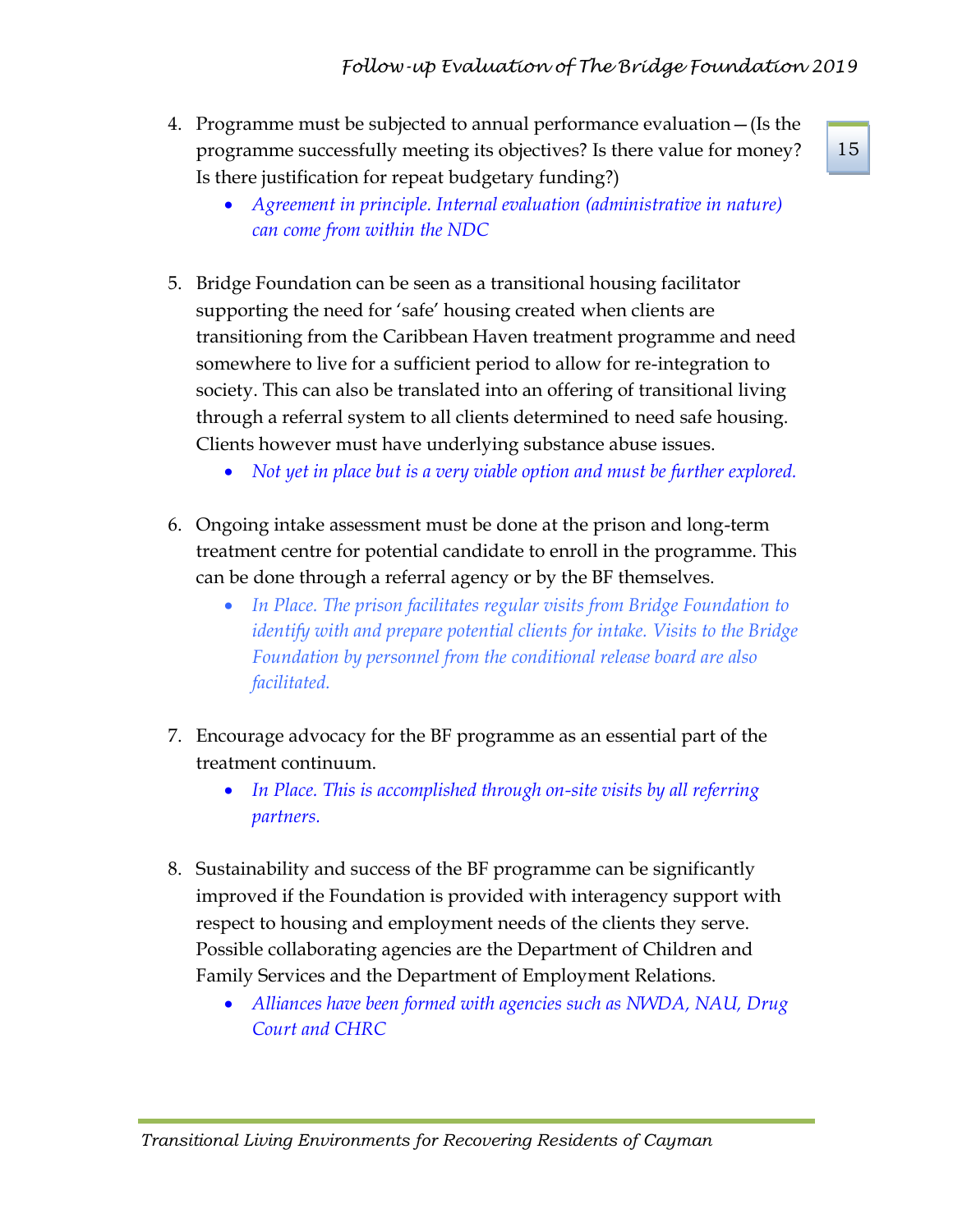4. Programme must be subjected to annual performance evaluation—(Is the programme successfully meeting its objectives? Is there value for money? Is there justification for repeat budgetary funding?)
   - *Agreement in principle. Internal evaluation (administrative in nature) can come from within the NDC*

5. Bridge Foundation can be seen as a transitional housing facilitator supporting the need for 'safe' housing created when clients are transitioning from the Caribbean Haven treatment programme and need somewhere to live for a sufficient period to allow for re-integration to society. This can also be translated into an offering of transitional living through a referral system to all clients determined to need safe housing. Clients however must have underlying substance abuse issues.
   - *Not yet in place but is a very viable option and must be further explored.*

6. Ongoing intake assessment must be done at the prison and long-term treatment centre for potential candidate to enroll in the programme. This can be done through a referral agency or by the BF themselves.
   - *In Place. The prison facilitates regular visits from Bridge Foundation to identify with and prepare potential clients for intake. Visits to the Bridge Foundation by personnel from the conditional release board are also facilitated.*

7. Encourage advocacy for the BF programme as an essential part of the treatment continuum.
   - *In Place. This is accomplished through on-site visits by all referring partners.*

8. Sustainability and success of the BF programme can be significantly improved if the Foundation is provided with interagency support with respect to housing and employment needs of the clients they serve. Possible collaborating agencies are the Department of Children and Family Services and the Department of Employment Relations.
   - *Alliances have been formed with agencies such as NWDA, NAU, Drug Court and CHRC*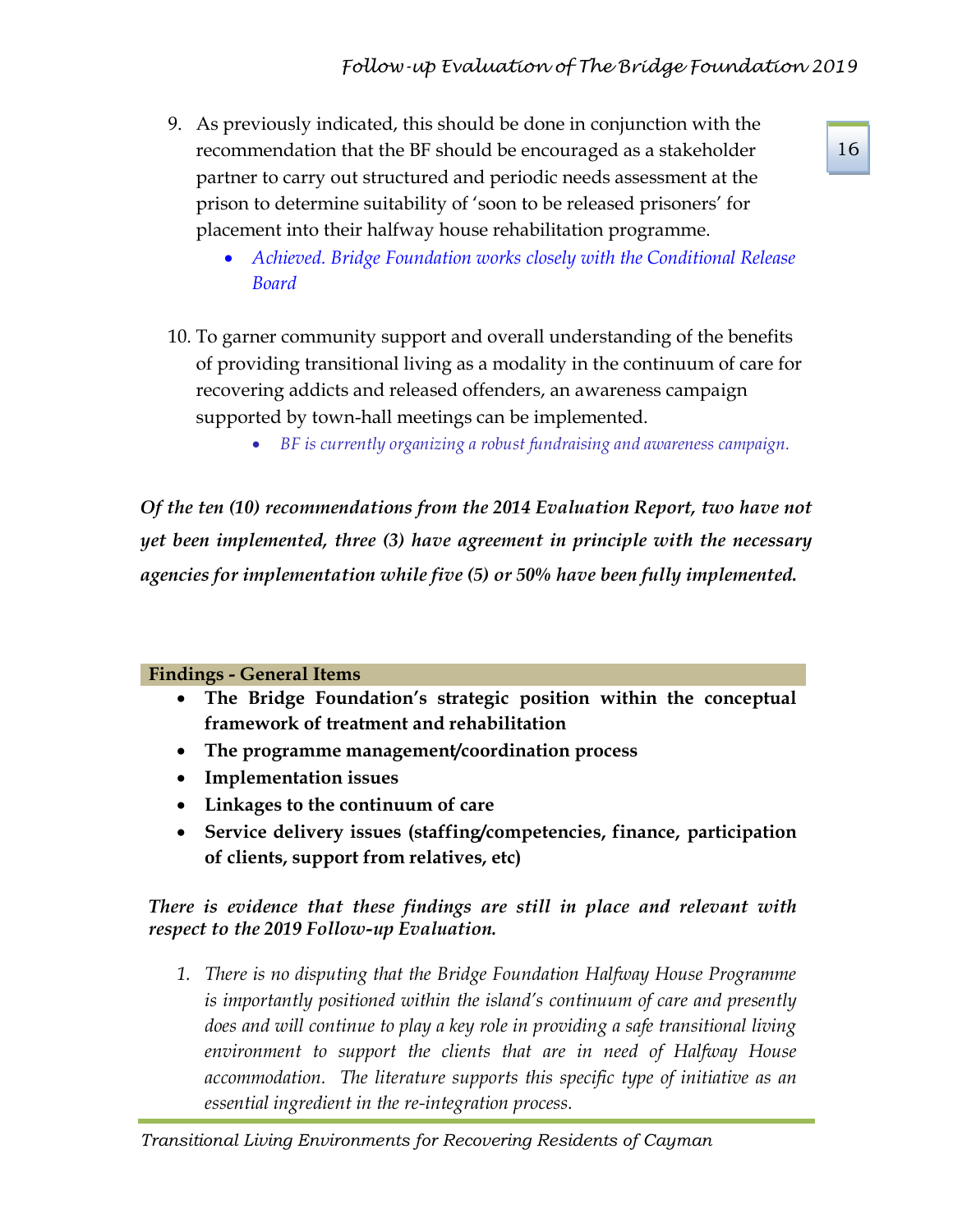9. As previously indicated, this should be done in conjunction with the recommendation that the BF should be encouraged as a stakeholder partner to carry out structured and periodic needs assessment at the prison to determine suitability of 'soon to be released prisoners' for placement into their halfway house rehabilitation programme.
   - *Achieved. Bridge Foundation works closely with the Conditional Release Board*

10. To garner community support and overall understanding of the benefits of providing transitional living as a modality in the continuum of care for recovering addicts and released offenders, an awareness campaign supported by town-hall meetings can be implemented.
    - *BF is currently organizing a robust fundraising and awareness campaign.*

***Of the ten (10) recommendations from the 2014 Evaluation Report, two have not yet been implemented, three (3) have agreement in principle with the necessary agencies for implementation while five (5) or 50% have been fully implemented.***

## Findings - General Items

- **The Bridge Foundation's strategic position within the conceptual framework of treatment and rehabilitation**
- **The programme management/coordination process**
- **Implementation issues**
- **Linkages to the continuum of care**
- **Service delivery issues (staffing/competencies, finance, participation of clients, support from relatives, etc)**

***There is evidence that these findings are still in place and relevant with respect to the 2019 Follow-up Evaluation.***

1. *There is no disputing that the Bridge Foundation Halfway House Programme is importantly positioned within the island's continuum of care and presently does and will continue to play a key role in providing a safe transitional living environment to support the clients that are in need of Halfway House accommodation. The literature supports this specific type of initiative as an essential ingredient in the re-integration process.*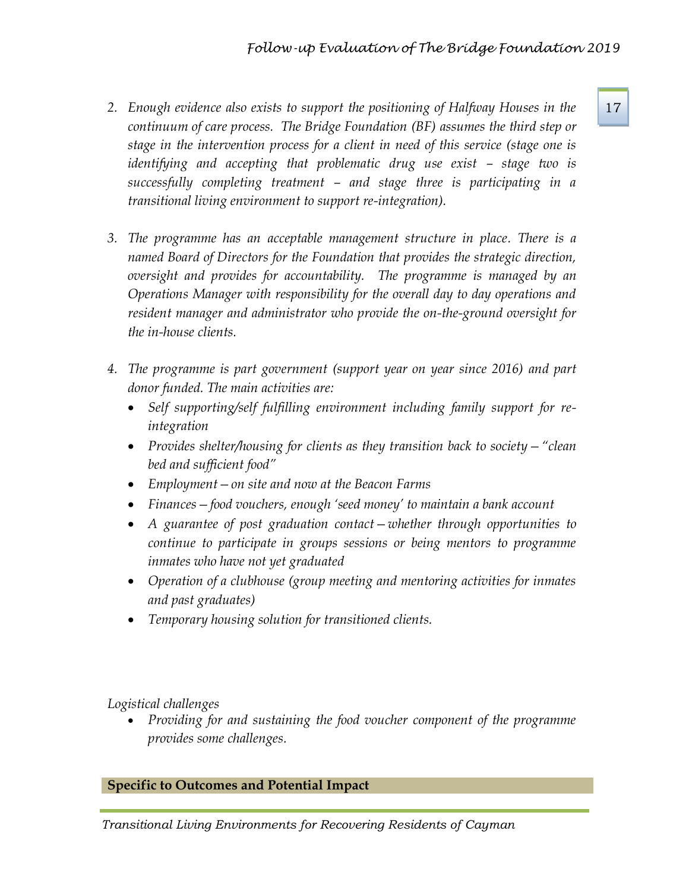2. *Enough evidence also exists to support the positioning of Halfway Houses in the continuum of care process. The Bridge Foundation (BF) assumes the third step or stage in the intervention process for a client in need of this service (stage one is identifying and accepting that problematic drug use exist – stage two is successfully completing treatment – and stage three is participating in a transitional living environment to support re-integration).*

3. *The programme has an acceptable management structure in place. There is a named Board of Directors for the Foundation that provides the strategic direction, oversight and provides for accountability. The programme is managed by an Operations Manager with responsibility for the overall day to day operations and resident manager and administrator who provide the on-the-ground oversight for the in-house clients.*

4. *The programme is part government (support year on year since 2016) and part donor funded. The main activities are:*
   - *Self supporting/self fulfilling environment including family support for re-integration*
   - *Provides shelter/housing for clients as they transition back to society – "clean bed and sufficient food"*
   - *Employment – on site and now at the Beacon Farms*
   - *Finances – food vouchers, enough 'seed money' to maintain a bank account*
   - *A guarantee of post graduation contact – whether through opportunities to continue to participate in groups sessions or being mentors to programme inmates who have not yet graduated*
   - *Operation of a clubhouse (group meeting and mentoring activities for inmates and past graduates)*
   - *Temporary housing solution for transitioned clients.*

*Logistical challenges*

- *Providing for and sustaining the food voucher component of the programme provides some challenges.*

**Specific to Outcomes and Potential Impact**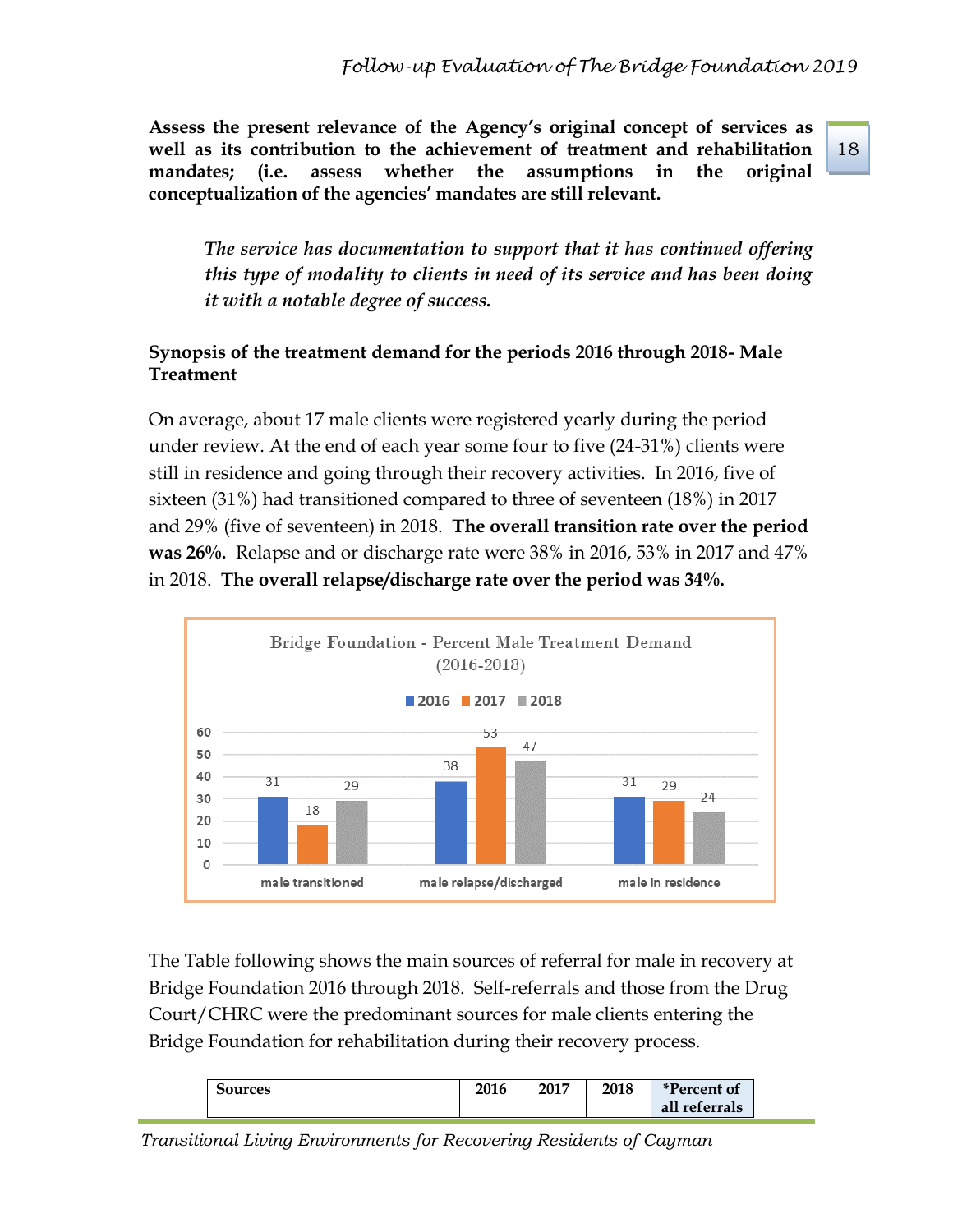**Assess the present relevance of the Agency's original concept of services as well as its contribution to the achievement of treatment and rehabilitation mandates; (i.e. assess whether the assumptions in the original conceptualization of the agencies' mandates are still relevant.**

> *The service has documentation to support that it has continued offering this type of modality to clients in need of its service and has been doing it with a notable degree of success.*

**Synopsis of the treatment demand for the periods 2016 through 2018- Male Treatment**

On average, about 17 male clients were registered yearly during the period under review. At the end of each year some four to five (24-31%) clients were still in residence and going through their recovery activities. In 2016, five of sixteen (31%) had transitioned compared to three of seventeen (18%) in 2017 and 29% (five of seventeen) in 2018. **The overall transition rate over the period was 26%.** Relapse and or discharge rate were 38% in 2016, 53% in 2017 and 47% in 2018. **The overall relapse/discharge rate over the period was 34%.**

Bridge Foundation - Percent Male Treatment Demand (2016-2018)

| | 2016 | 2017 | 2018 |
|---|---|---|---|
| male transitioned | 31 | 18 | 29 |
| male relapse/discharged | 38 | 53 | 47 |
| male in residence | 31 | 29 | 24 |

The Table following shows the main sources of referral for male in recovery at Bridge Foundation 2016 through 2018. Self-referrals and those from the Drug Court/CHRC were the predominant sources for male clients entering the Bridge Foundation for rehabilitation during their recovery process.

| Sources | 2016 | 2017 | 2018 | *Percent of all referrals |
|---|---|---|---|---|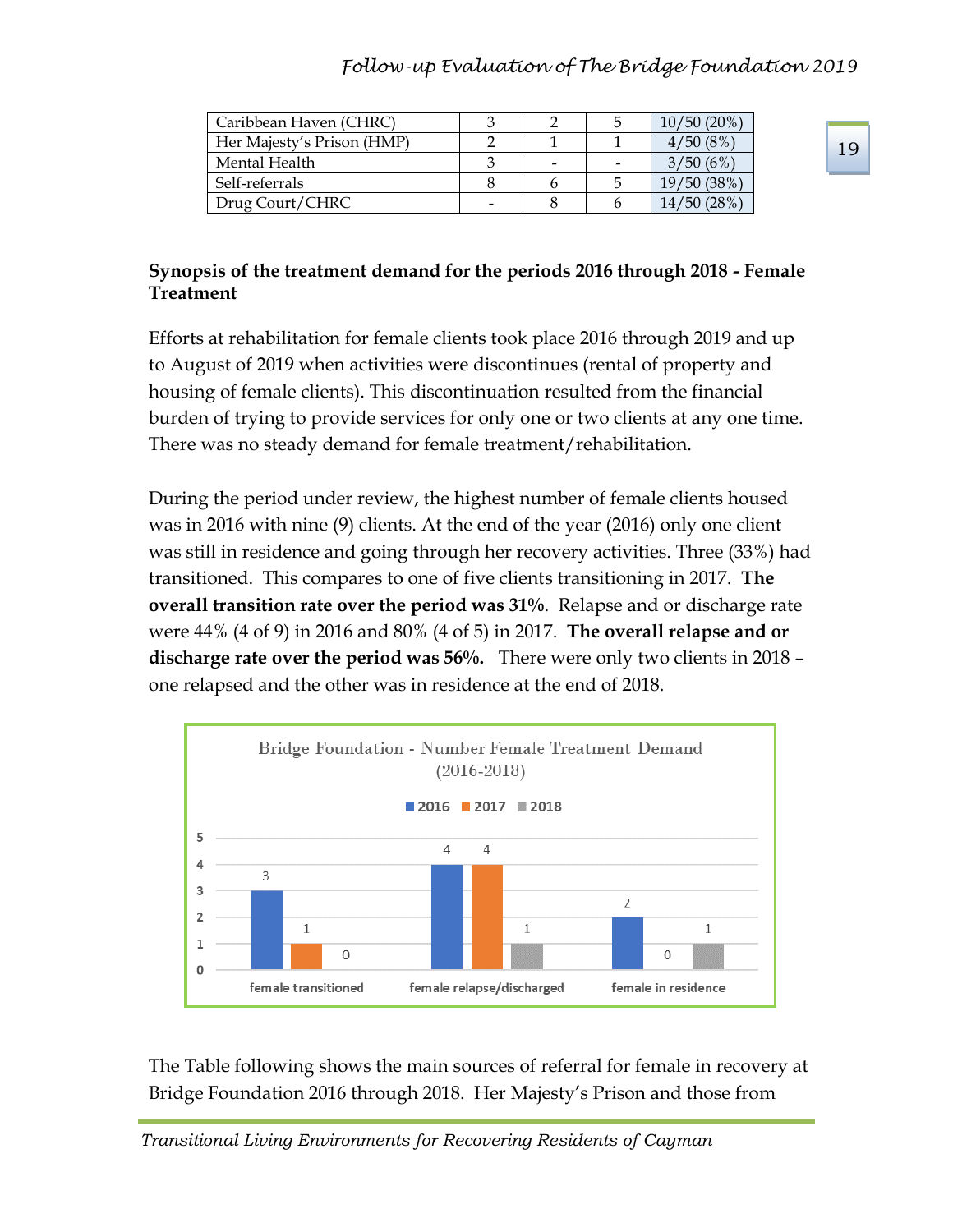| Caribbean Haven (CHRC) | 3 | 2 | 5 | 10/50 (20%) |
|---|---|---|---|---|
| Her Majesty's Prison (HMP) | 2 | 1 | 1 | 4/50 (8%) |
| Mental Health | 3 | - | - | 3/50 (6%) |
| Self-referrals | 8 | 6 | 5 | 19/50 (38%) |
| Drug Court/CHRC | - | 8 | 6 | 14/50 (28%) |

**Synopsis of the treatment demand for the periods 2016 through 2018 - Female Treatment**

Efforts at rehabilitation for female clients took place 2016 through 2019 and up to August of 2019 when activities were discontinues (rental of property and housing of female clients). This discontinuation resulted from the financial burden of trying to provide services for only one or two clients at any one time. There was no steady demand for female treatment/rehabilitation.

During the period under review, the highest number of female clients housed was in 2016 with nine (9) clients. At the end of the year (2016) only one client was still in residence and going through her recovery activities. Three (33%) had transitioned. This compares to one of five clients transitioning in 2017. **The overall transition rate over the period was 31%**. Relapse and or discharge rate were 44% (4 of 9) in 2016 and 80% (4 of 5) in 2017. **The overall relapse and or discharge rate over the period was 56%.** There were only two clients in 2018 – one relapsed and the other was in residence at the end of 2018.

Bridge Foundation - Number Female Treatment Demand (2016-2018)

| | 2016 | 2017 | 2018 |
|---|---|---|---|
| female transitioned | 3 | 1 | 0 |
| female relapse/discharged | 4 | 4 | 1 |
| female in residence | 2 | 0 | 1 |

The Table following shows the main sources of referral for female in recovery at Bridge Foundation 2016 through 2018. Her Majesty's Prison and those from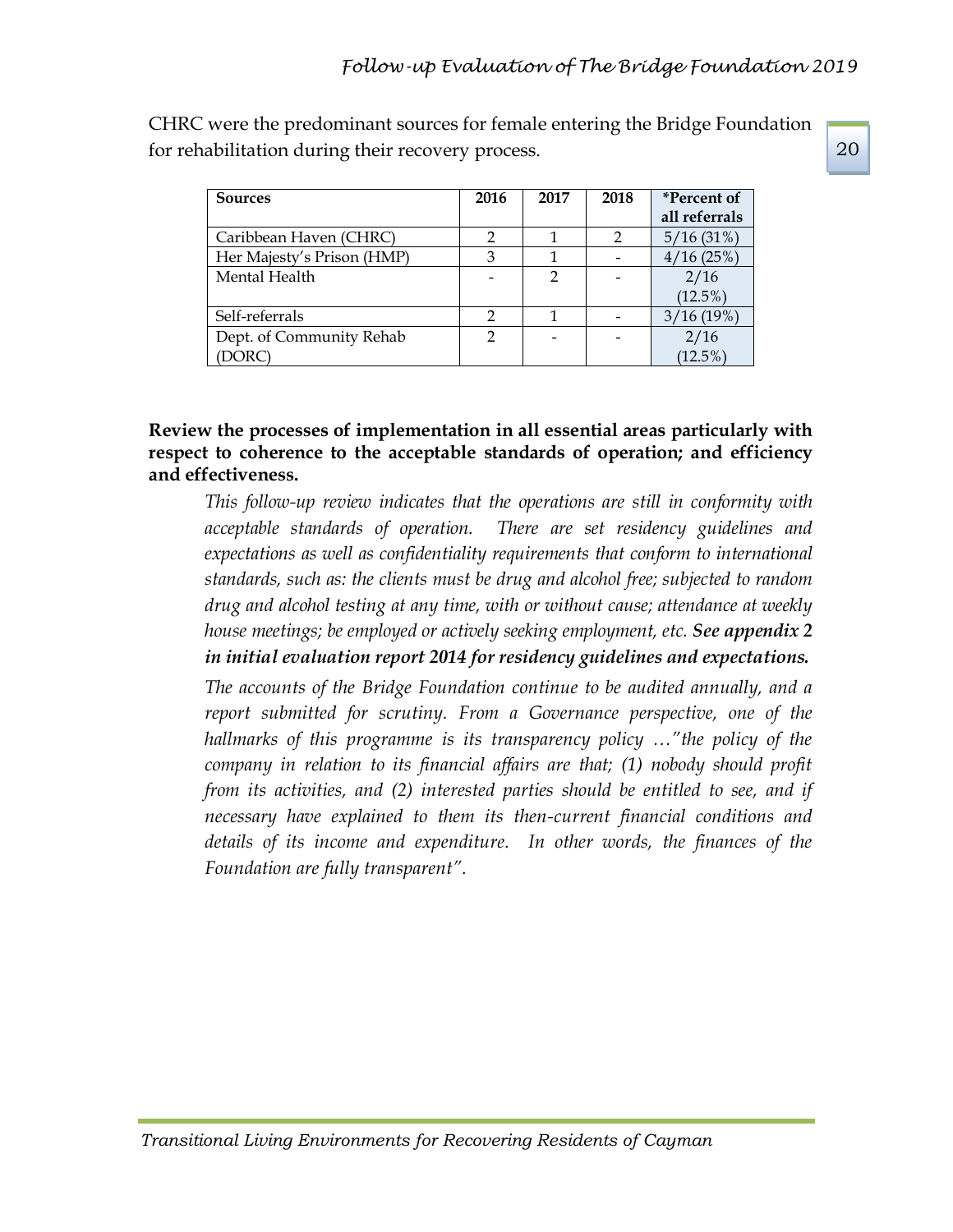CHRC were the predominant sources for female entering the Bridge Foundation for rehabilitation during their recovery process.

| Sources | 2016 | 2017 | 2018 | *Percent of all referrals |
|---|---|---|---|---|
| Caribbean Haven (CHRC) | 2 | 1 | 2 | 5/16 (31%) |
| Her Majesty's Prison (HMP) | 3 | 1 | - | 4/16 (25%) |
| Mental Health | - | 2 | - | 2/16 (12.5%) |
| Self-referrals | 2 | 1 | - | 3/16 (19%) |
| Dept. of Community Rehab (DORC) | 2 | - | - | 2/16 (12.5%) |

**Review the processes of implementation in all essential areas particularly with respect to coherence to the acceptable standards of operation; and efficiency and effectiveness.**

*This follow-up review indicates that the operations are still in conformity with acceptable standards of operation. There are set residency guidelines and expectations as well as confidentiality requirements that conform to international standards, such as: the clients must be drug and alcohol free; subjected to random drug and alcohol testing at any time, with or without cause; attendance at weekly house meetings; be employed or actively seeking employment, etc.* ***See appendix 2 in initial evaluation report 2014 for residency guidelines and expectations.***

*The accounts of the Bridge Foundation continue to be audited annually, and a report submitted for scrutiny. From a Governance perspective, one of the hallmarks of this programme is its transparency policy …"the policy of the company in relation to its financial affairs are that; (1) nobody should profit from its activities, and (2) interested parties should be entitled to see, and if necessary have explained to them its then-current financial conditions and details of its income and expenditure. In other words, the finances of the Foundation are fully transparent".*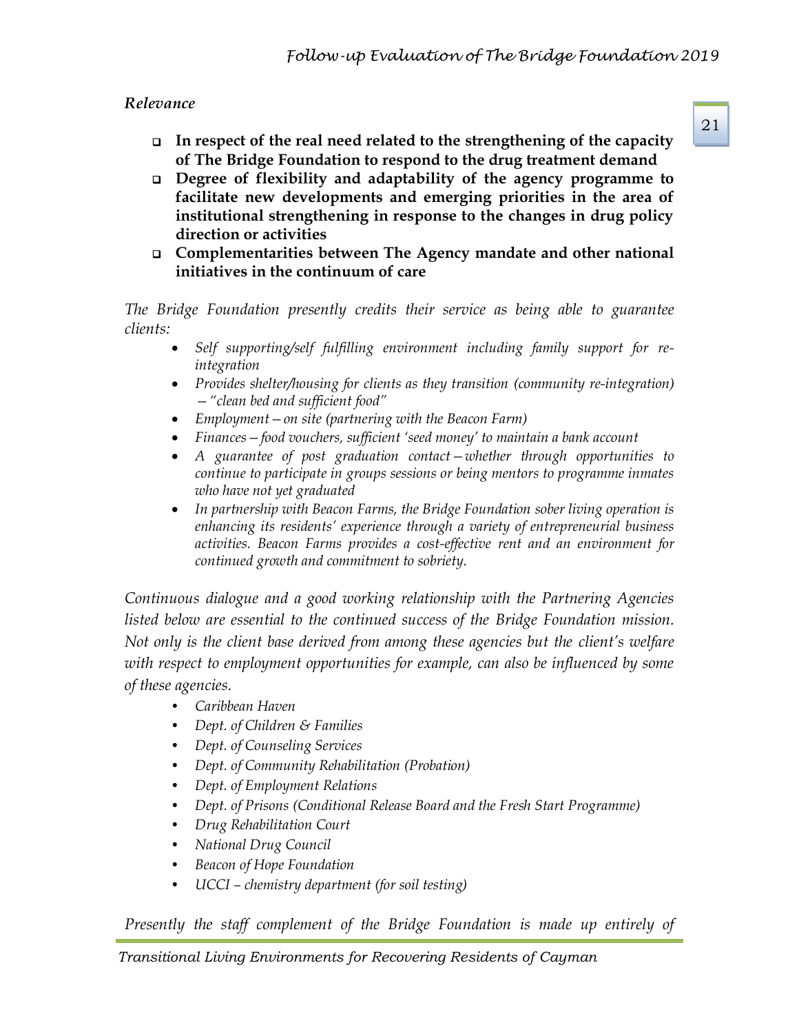*Relevance*

- **In respect of the real need related to the strengthening of the capacity of The Bridge Foundation to respond to the drug treatment demand**
- **Degree of flexibility and adaptability of the agency programme to facilitate new developments and emerging priorities in the area of institutional strengthening in response to the changes in drug policy direction or activities**
- **Complementarities between The Agency mandate and other national initiatives in the continuum of care**

*The Bridge Foundation presently credits their service as being able to guarantee clients:*

- *Self supporting/self fulfilling environment including family support for re-integration*
- *Provides shelter/housing for clients as they transition (community re-integration) – "clean bed and sufficient food"*
- *Employment – on site (partnering with the Beacon Farm)*
- *Finances – food vouchers, sufficient 'seed money' to maintain a bank account*
- *A guarantee of post graduation contact – whether through opportunities to continue to participate in groups sessions or being mentors to programme inmates who have not yet graduated*
- *In partnership with Beacon Farms, the Bridge Foundation sober living operation is enhancing its residents' experience through a variety of entrepreneurial business activities. Beacon Farms provides a cost-effective rent and an environment for continued growth and commitment to sobriety.*

*Continuous dialogue and a good working relationship with the Partnering Agencies listed below are essential to the continued success of the Bridge Foundation mission. Not only is the client base derived from among these agencies but the client's welfare with respect to employment opportunities for example, can also be influenced by some of these agencies.*

- *Caribbean Haven*
- *Dept. of Children & Families*
- *Dept. of Counseling Services*
- *Dept. of Community Rehabilitation (Probation)*
- *Dept. of Employment Relations*
- *Dept. of Prisons (Conditional Release Board and the Fresh Start Programme)*
- *Drug Rehabilitation Court*
- *National Drug Council*
- *Beacon of Hope Foundation*
- *UCCI – chemistry department (for soil testing)*

*Presently the staff complement of the Bridge Foundation is made up entirely of*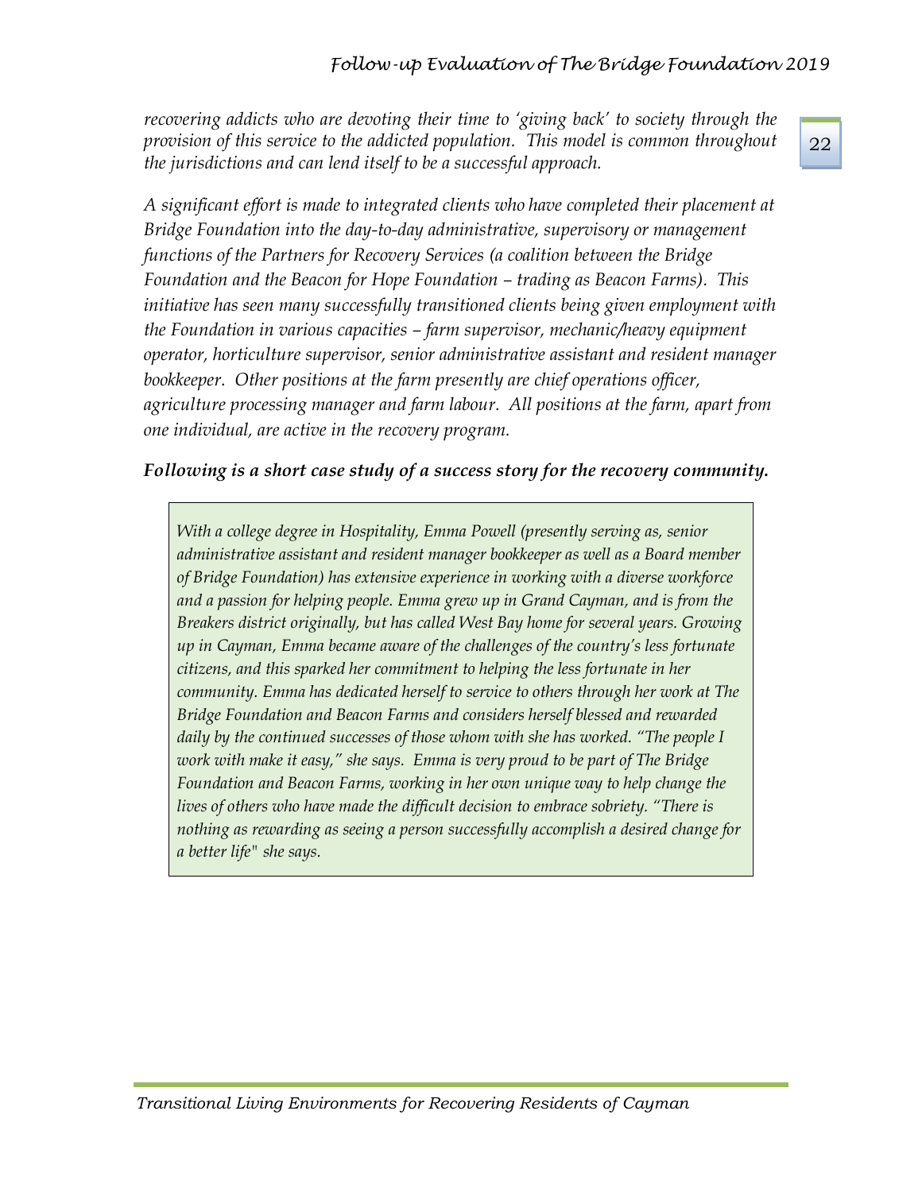*recovering addicts who are devoting their time to 'giving back' to society through the provision of this service to the addicted population. This model is common throughout the jurisdictions and can lend itself to be a successful approach.*

*A significant effort is made to integrated clients who have completed their placement at Bridge Foundation into the day-to-day administrative, supervisory or management functions of the Partners for Recovery Services (a coalition between the Bridge Foundation and the Beacon for Hope Foundation – trading as Beacon Farms). This initiative has seen many successfully transitioned clients being given employment with the Foundation in various capacities – farm supervisor, mechanic/heavy equipment operator, horticulture supervisor, senior administrative assistant and resident manager bookkeeper. Other positions at the farm presently are chief operations officer, agriculture processing manager and farm labour. All positions at the farm, apart from one individual, are active in the recovery program.*

***Following is a short case study of a success story for the recovery community.***

> *With a college degree in Hospitality, Emma Powell (presently serving as, senior administrative assistant and resident manager bookkeeper as well as a Board member of Bridge Foundation) has extensive experience in working with a diverse workforce and a passion for helping people. Emma grew up in Grand Cayman, and is from the Breakers district originally, but has called West Bay home for several years. Growing up in Cayman, Emma became aware of the challenges of the country's less fortunate citizens, and this sparked her commitment to helping the less fortunate in her community. Emma has dedicated herself to service to others through her work at The Bridge Foundation and Beacon Farms and considers herself blessed and rewarded daily by the continued successes of those whom with she has worked. "The people I work with make it easy," she says. Emma is very proud to be part of The Bridge Foundation and Beacon Farms, working in her own unique way to help change the lives of others who have made the difficult decision to embrace sobriety. "There is nothing as rewarding as seeing a person successfully accomplish a desired change for a better life" she says.*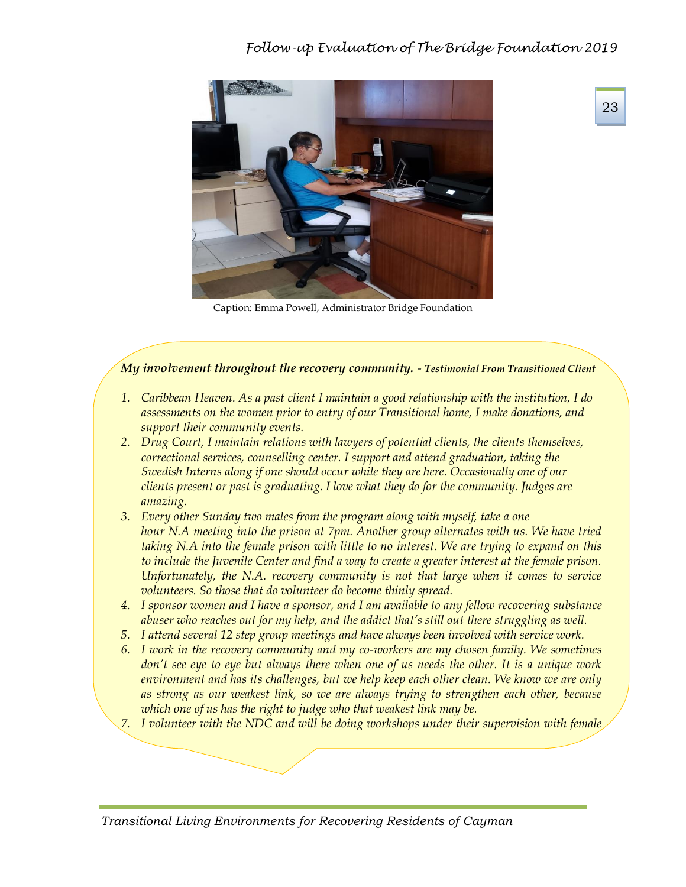Caption: Emma Powell, Administrator Bridge Foundation

***My involvement throughout the recovery community.*** *– **Testimonial From Transitioned Client***

1. *Caribbean Heaven. As a past client I maintain a good relationship with the institution, I do assessments on the women prior to entry of our Transitional home, I make donations, and support their community events.*
2. *Drug Court, I maintain relations with lawyers of potential clients, the clients themselves, correctional services, counselling center. I support and attend graduation, taking the Swedish Interns along if one should occur while they are here. Occasionally one of our clients present or past is graduating. I love what they do for the community. Judges are amazing.*
3. *Every other Sunday two males from the program along with myself, take a one hour N.A meeting into the prison at 7pm. Another group alternates with us. We have tried taking N.A into the female prison with little to no interest. We are trying to expand on this to include the Juvenile Center and find a way to create a greater interest at the female prison. Unfortunately, the N.A. recovery community is not that large when it comes to service volunteers. So those that do volunteer do become thinly spread.*
4. *I sponsor women and I have a sponsor, and I am available to any fellow recovering substance abuser who reaches out for my help, and the addict that's still out there struggling as well.*
5. *I attend several 12 step group meetings and have always been involved with service work.*
6. *I work in the recovery community and my co-workers are my chosen family. We sometimes don't see eye to eye but always there when one of us needs the other. It is a unique work environment and has its challenges, but we help keep each other clean. We know we are only as strong as our weakest link, so we are always trying to strengthen each other, because which one of us has the right to judge who that weakest link may be.*
7. *I volunteer with the NDC and will be doing workshops under their supervision with female*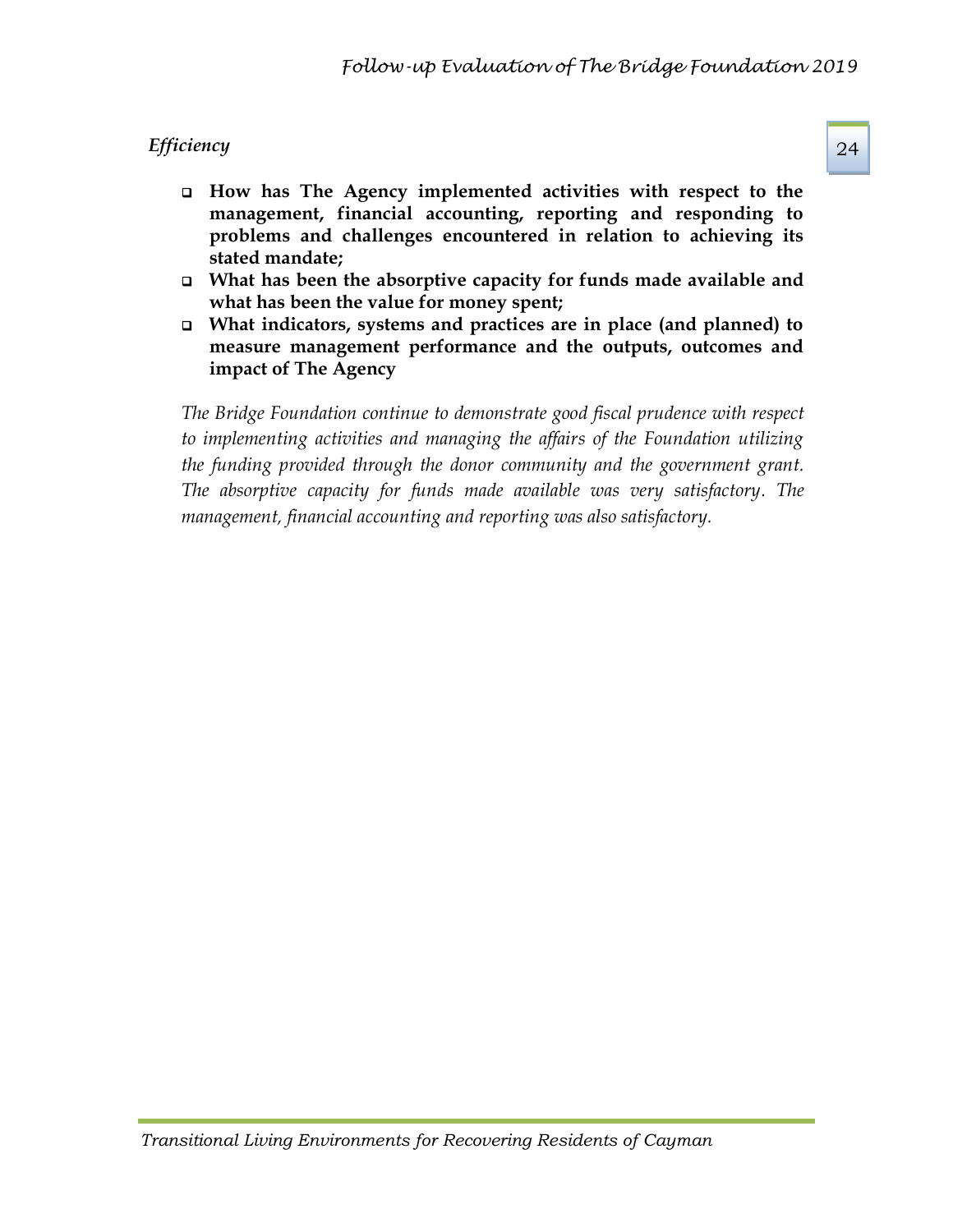*Efficiency*

- **How has The Agency implemented activities with respect to the management, financial accounting, reporting and responding to problems and challenges encountered in relation to achieving its stated mandate;**
- **What has been the absorptive capacity for funds made available and what has been the value for money spent;**
- **What indicators, systems and practices are in place (and planned) to measure management performance and the outputs, outcomes and impact of The Agency**

*The Bridge Foundation continue to demonstrate good fiscal prudence with respect to implementing activities and managing the affairs of the Foundation utilizing the funding provided through the donor community and the government grant. The absorptive capacity for funds made available was very satisfactory. The management, financial accounting and reporting was also satisfactory.*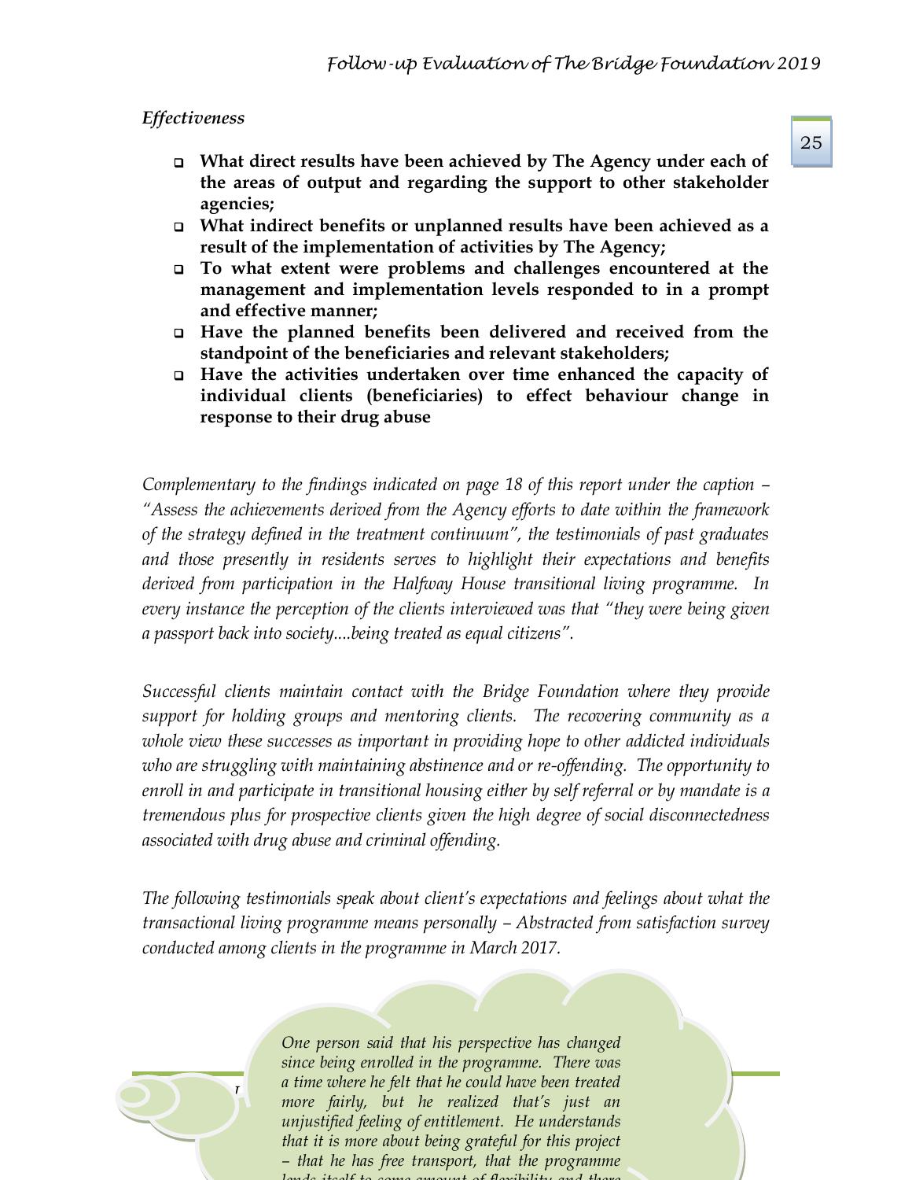*Effectiveness*

- **What direct results have been achieved by The Agency under each of the areas of output and regarding the support to other stakeholder agencies;**
- **What indirect benefits or unplanned results have been achieved as a result of the implementation of activities by The Agency;**
- **To what extent were problems and challenges encountered at the management and implementation levels responded to in a prompt and effective manner;**
- **Have the planned benefits been delivered and received from the standpoint of the beneficiaries and relevant stakeholders;**
- **Have the activities undertaken over time enhanced the capacity of individual clients (beneficiaries) to effect behaviour change in response to their drug abuse**

*Complementary to the findings indicated on page 18 of this report under the caption – "Assess the achievements derived from the Agency efforts to date within the framework of the strategy defined in the treatment continuum", the testimonials of past graduates and those presently in residents serves to highlight their expectations and benefits derived from participation in the Halfway House transitional living programme. In every instance the perception of the clients interviewed was that "they were being given a passport back into society....being treated as equal citizens".*

*Successful clients maintain contact with the Bridge Foundation where they provide support for holding groups and mentoring clients. The recovering community as a whole view these successes as important in providing hope to other addicted individuals who are struggling with maintaining abstinence and or re-offending. The opportunity to enroll in and participate in transitional housing either by self referral or by mandate is a tremendous plus for prospective clients given the high degree of social disconnectedness associated with drug abuse and criminal offending.*

*The following testimonials speak about client's expectations and feelings about what the transactional living programme means personally – Abstracted from satisfaction survey conducted among clients in the programme in March 2017.*

*One person said that his perspective has changed since being enrolled in the programme. There was a time where he felt that he could have been treated more fairly, but he realized that's just an unjustified feeling of entitlement. He understands that it is more about being grateful for this project – that he has free transport, that the programme lends itself to some amount of flexibility and there*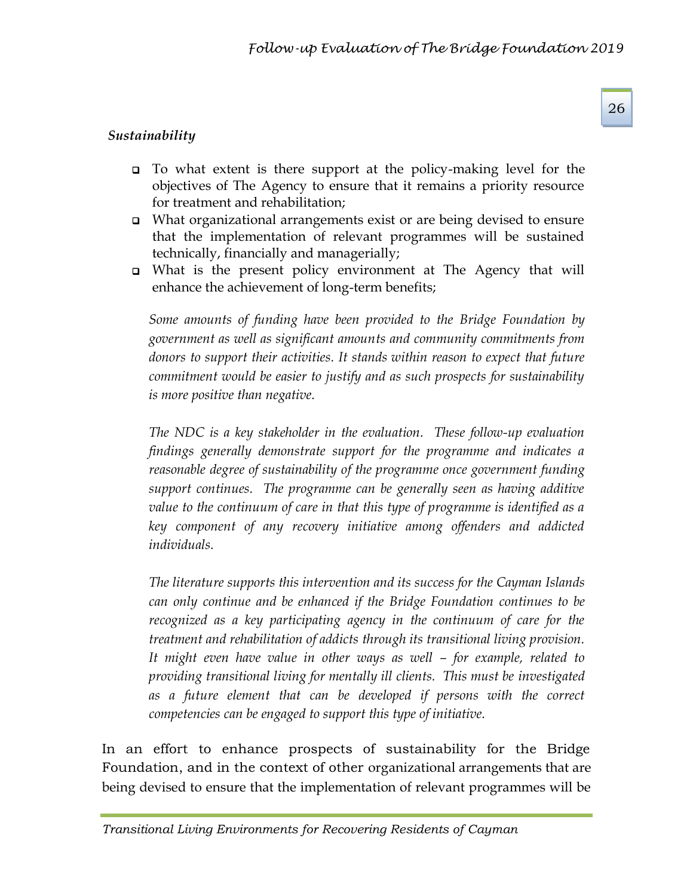*Sustainability*

- To what extent is there support at the policy-making level for the objectives of The Agency to ensure that it remains a priority resource for treatment and rehabilitation;
- What organizational arrangements exist or are being devised to ensure that the implementation of relevant programmes will be sustained technically, financially and managerially;
- What is the present policy environment at The Agency that will enhance the achievement of long-term benefits;

*Some amounts of funding have been provided to the Bridge Foundation by government as well as significant amounts and community commitments from donors to support their activities. It stands within reason to expect that future commitment would be easier to justify and as such prospects for sustainability is more positive than negative.*

*The NDC is a key stakeholder in the evaluation. These follow-up evaluation findings generally demonstrate support for the programme and indicates a reasonable degree of sustainability of the programme once government funding support continues. The programme can be generally seen as having additive value to the continuum of care in that this type of programme is identified as a key component of any recovery initiative among offenders and addicted individuals.*

*The literature supports this intervention and its success for the Cayman Islands can only continue and be enhanced if the Bridge Foundation continues to be recognized as a key participating agency in the continuum of care for the treatment and rehabilitation of addicts through its transitional living provision. It might even have value in other ways as well – for example, related to providing transitional living for mentally ill clients. This must be investigated as a future element that can be developed if persons with the correct competencies can be engaged to support this type of initiative.*

In an effort to enhance prospects of sustainability for the Bridge Foundation, and in the context of other organizational arrangements that are being devised to ensure that the implementation of relevant programmes will be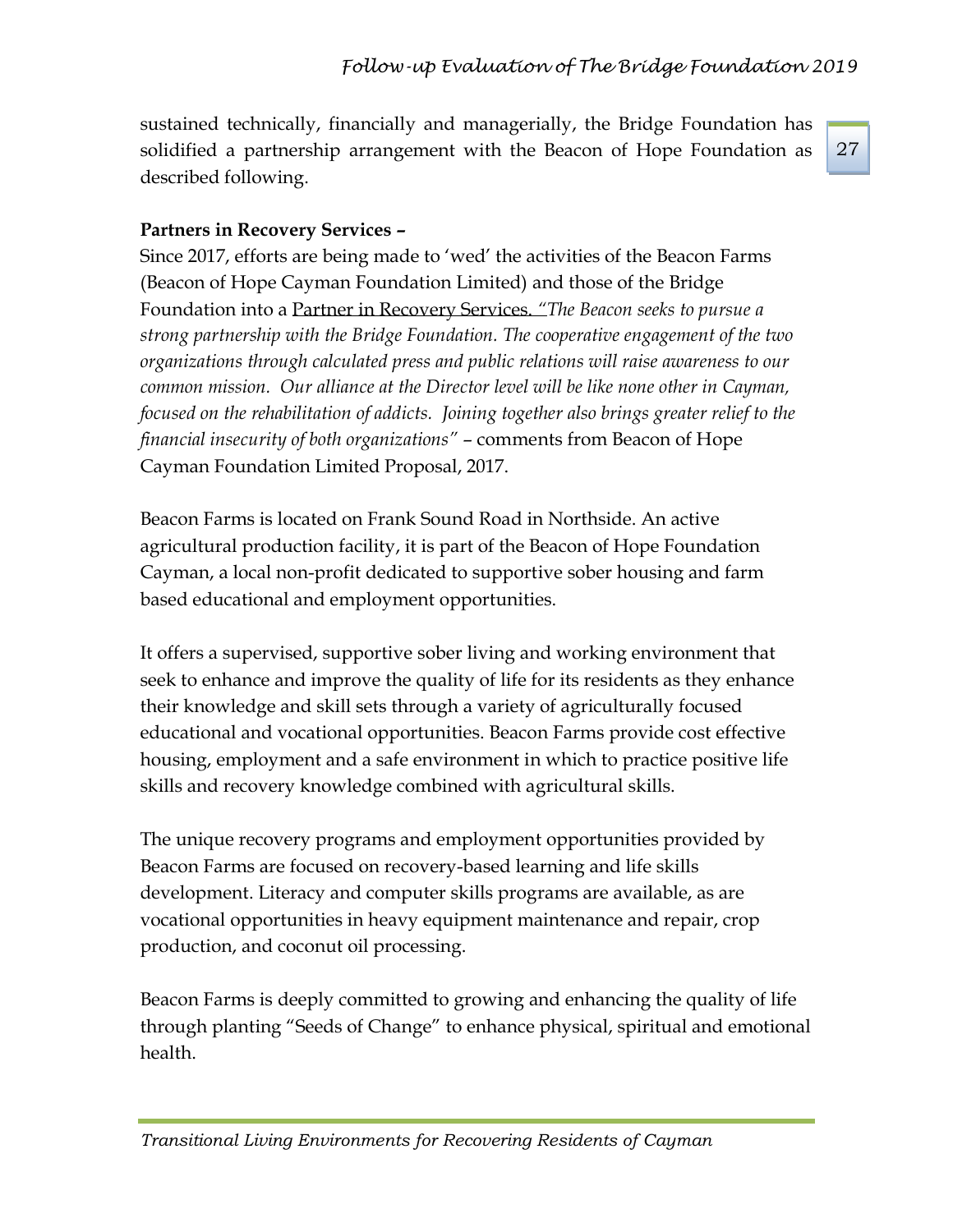sustained technically, financially and managerially, the Bridge Foundation has solidified a partnership arrangement with the Beacon of Hope Foundation as described following.

**Partners in Recovery Services –**

Since 2017, efforts are being made to 'wed' the activities of the Beacon Farms (Beacon of Hope Cayman Foundation Limited) and those of the Bridge Foundation into a Partner in Recovery Services. "*The Beacon seeks to pursue a strong partnership with the Bridge Foundation. The cooperative engagement of the two organizations through calculated press and public relations will raise awareness to our common mission. Our alliance at the Director level will be like none other in Cayman, focused on the rehabilitation of addicts. Joining together also brings greater relief to the financial insecurity of both organizations"* – comments from Beacon of Hope Cayman Foundation Limited Proposal, 2017.

Beacon Farms is located on Frank Sound Road in Northside. An active agricultural production facility, it is part of the Beacon of Hope Foundation Cayman, a local non-profit dedicated to supportive sober housing and farm based educational and employment opportunities.

It offers a supervised, supportive sober living and working environment that seek to enhance and improve the quality of life for its residents as they enhance their knowledge and skill sets through a variety of agriculturally focused educational and vocational opportunities. Beacon Farms provide cost effective housing, employment and a safe environment in which to practice positive life skills and recovery knowledge combined with agricultural skills.

The unique recovery programs and employment opportunities provided by Beacon Farms are focused on recovery-based learning and life skills development. Literacy and computer skills programs are available, as are vocational opportunities in heavy equipment maintenance and repair, crop production, and coconut oil processing.

Beacon Farms is deeply committed to growing and enhancing the quality of life through planting "Seeds of Change" to enhance physical, spiritual and emotional health.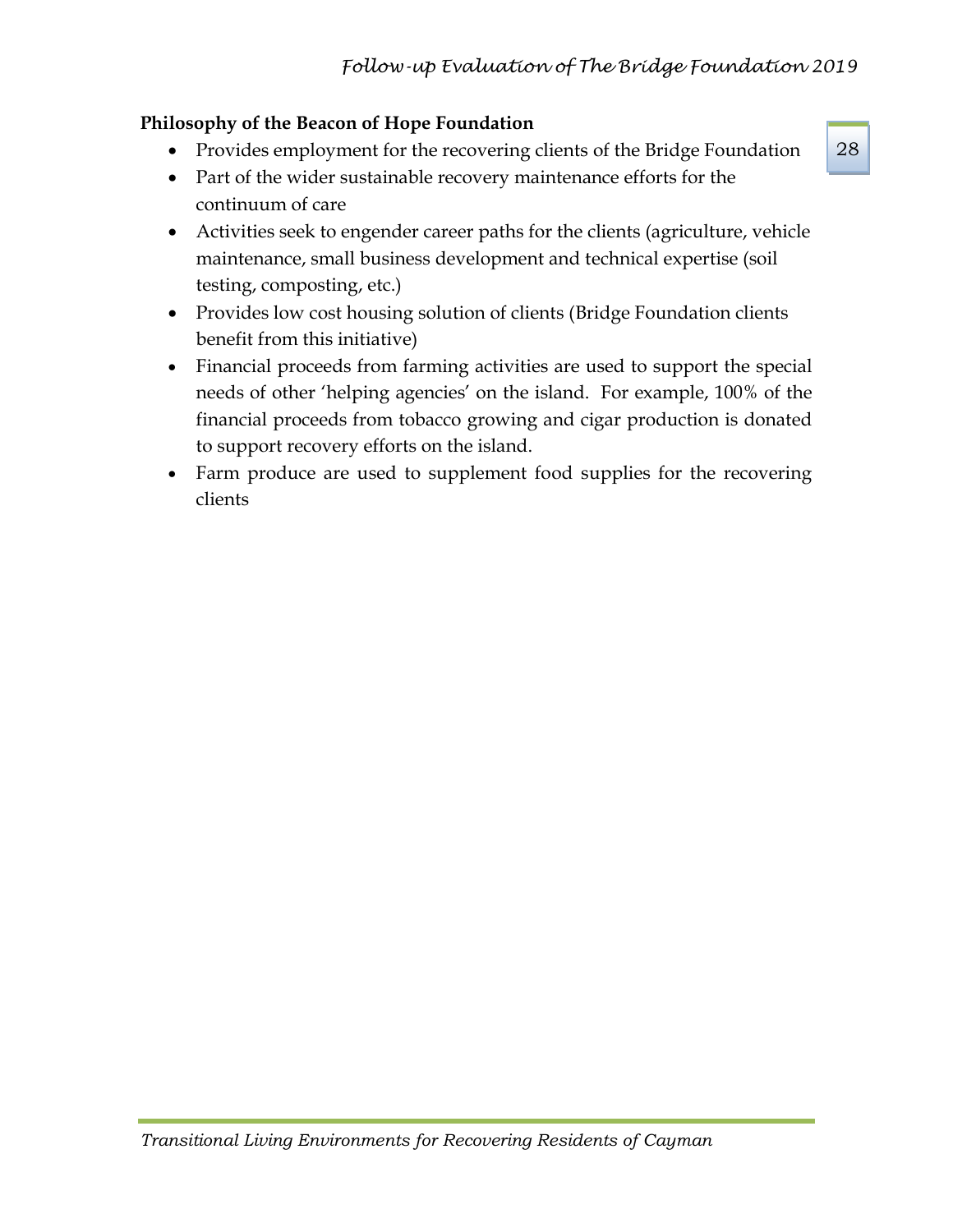**Philosophy of the Beacon of Hope Foundation**

- Provides employment for the recovering clients of the Bridge Foundation
- Part of the wider sustainable recovery maintenance efforts for the continuum of care
- Activities seek to engender career paths for the clients (agriculture, vehicle maintenance, small business development and technical expertise (soil testing, composting, etc.)
- Provides low cost housing solution of clients (Bridge Foundation clients benefit from this initiative)
- Financial proceeds from farming activities are used to support the special needs of other 'helping agencies' on the island. For example, 100% of the financial proceeds from tobacco growing and cigar production is donated to support recovery efforts on the island.
- Farm produce are used to supplement food supplies for the recovering clients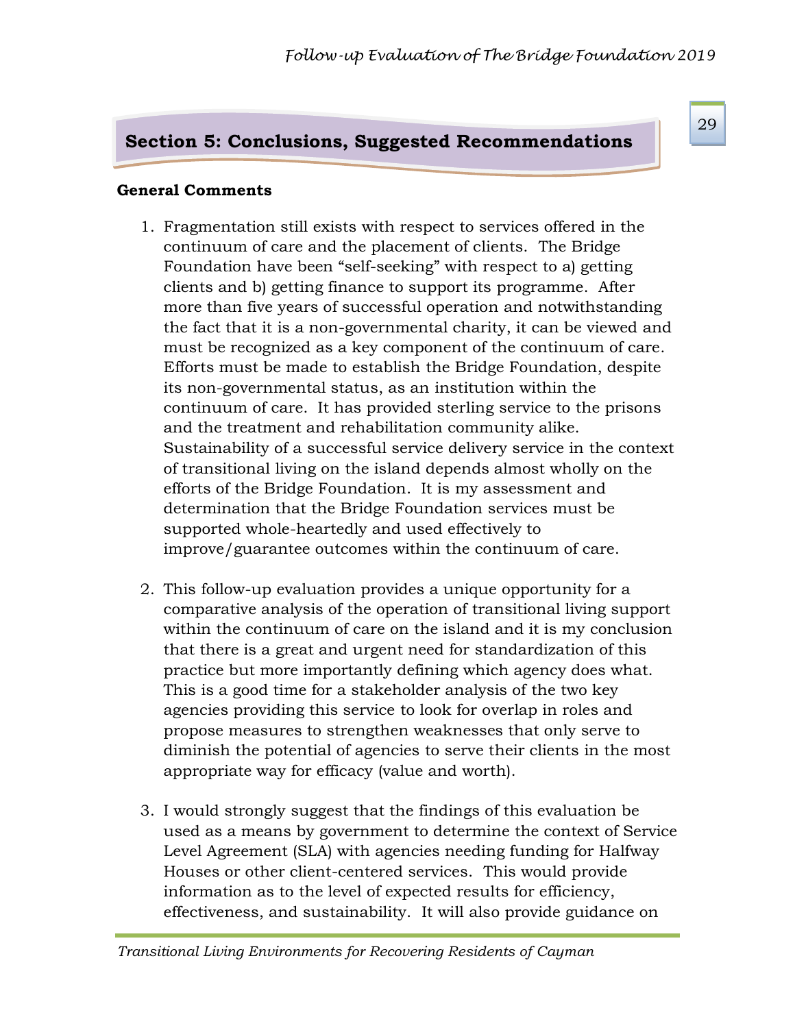## Section 5: Conclusions, Suggested Recommendations

**General Comments**

1. Fragmentation still exists with respect to services offered in the continuum of care and the placement of clients. The Bridge Foundation have been "self-seeking" with respect to a) getting clients and b) getting finance to support its programme. After more than five years of successful operation and notwithstanding the fact that it is a non-governmental charity, it can be viewed and must be recognized as a key component of the continuum of care. Efforts must be made to establish the Bridge Foundation, despite its non-governmental status, as an institution within the continuum of care. It has provided sterling service to the prisons and the treatment and rehabilitation community alike. Sustainability of a successful service delivery service in the context of transitional living on the island depends almost wholly on the efforts of the Bridge Foundation. It is my assessment and determination that the Bridge Foundation services must be supported whole-heartedly and used effectively to improve/guarantee outcomes within the continuum of care.

2. This follow-up evaluation provides a unique opportunity for a comparative analysis of the operation of transitional living support within the continuum of care on the island and it is my conclusion that there is a great and urgent need for standardization of this practice but more importantly defining which agency does what. This is a good time for a stakeholder analysis of the two key agencies providing this service to look for overlap in roles and propose measures to strengthen weaknesses that only serve to diminish the potential of agencies to serve their clients in the most appropriate way for efficacy (value and worth).

3. I would strongly suggest that the findings of this evaluation be used as a means by government to determine the context of Service Level Agreement (SLA) with agencies needing funding for Halfway Houses or other client-centered services. This would provide information as to the level of expected results for efficiency, effectiveness, and sustainability. It will also provide guidance on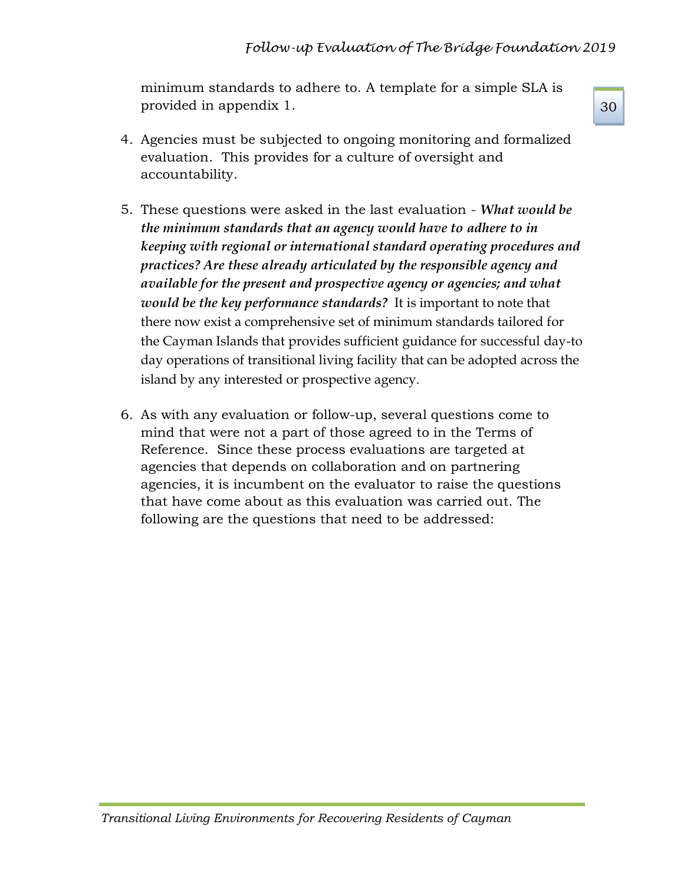minimum standards to adhere to. A template for a simple SLA is provided in appendix 1.

4. Agencies must be subjected to ongoing monitoring and formalized evaluation. This provides for a culture of oversight and accountability.

5. These questions were asked in the last evaluation - ***What would be the minimum standards that an agency would have to adhere to in keeping with regional or international standard operating procedures and practices? Are these already articulated by the responsible agency and available for the present and prospective agency or agencies; and what would be the key performance standards?*** It is important to note that there now exist a comprehensive set of minimum standards tailored for the Cayman Islands that provides sufficient guidance for successful day-to day operations of transitional living facility that can be adopted across the island by any interested or prospective agency.

6. As with any evaluation or follow-up, several questions come to mind that were not a part of those agreed to in the Terms of Reference. Since these process evaluations are targeted at agencies that depends on collaboration and on partnering agencies, it is incumbent on the evaluator to raise the questions that have come about as this evaluation was carried out. The following are the questions that need to be addressed: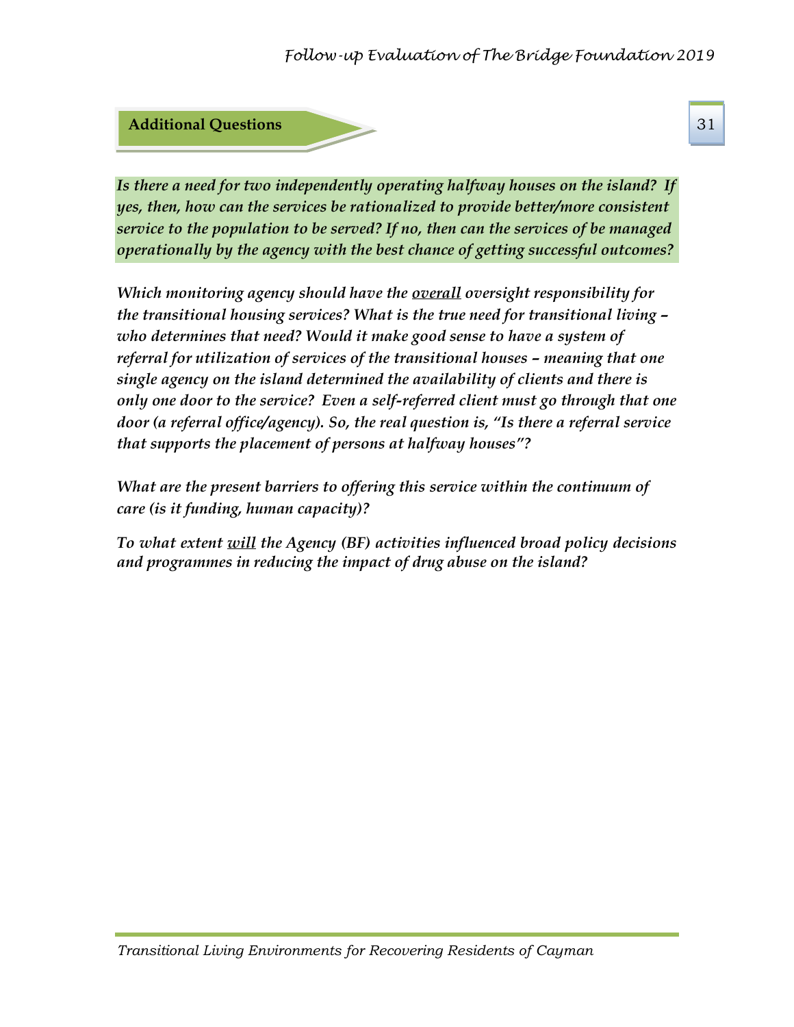## Additional Questions

***Is there a need for two independently operating halfway houses on the island? If yes, then, how can the services be rationalized to provide better/more consistent service to the population to be served? If no, then can the services of be managed operationally by the agency with the best chance of getting successful outcomes?***

***Which monitoring agency should have the <u>overall</u> oversight responsibility for the transitional housing services? What is the true need for transitional living – who determines that need? Would it make good sense to have a system of referral for utilization of services of the transitional houses – meaning that one single agency on the island determined the availability of clients and there is only one door to the service? Even a self-referred client must go through that one door (a referral office/agency). So, the real question is, "Is there a referral service that supports the placement of persons at halfway houses"?***

***What are the present barriers to offering this service within the continuum of care (is it funding, human capacity)?***

***To what extent <u>will</u> the Agency (BF) activities influenced broad policy decisions and programmes in reducing the impact of drug abuse on the island?***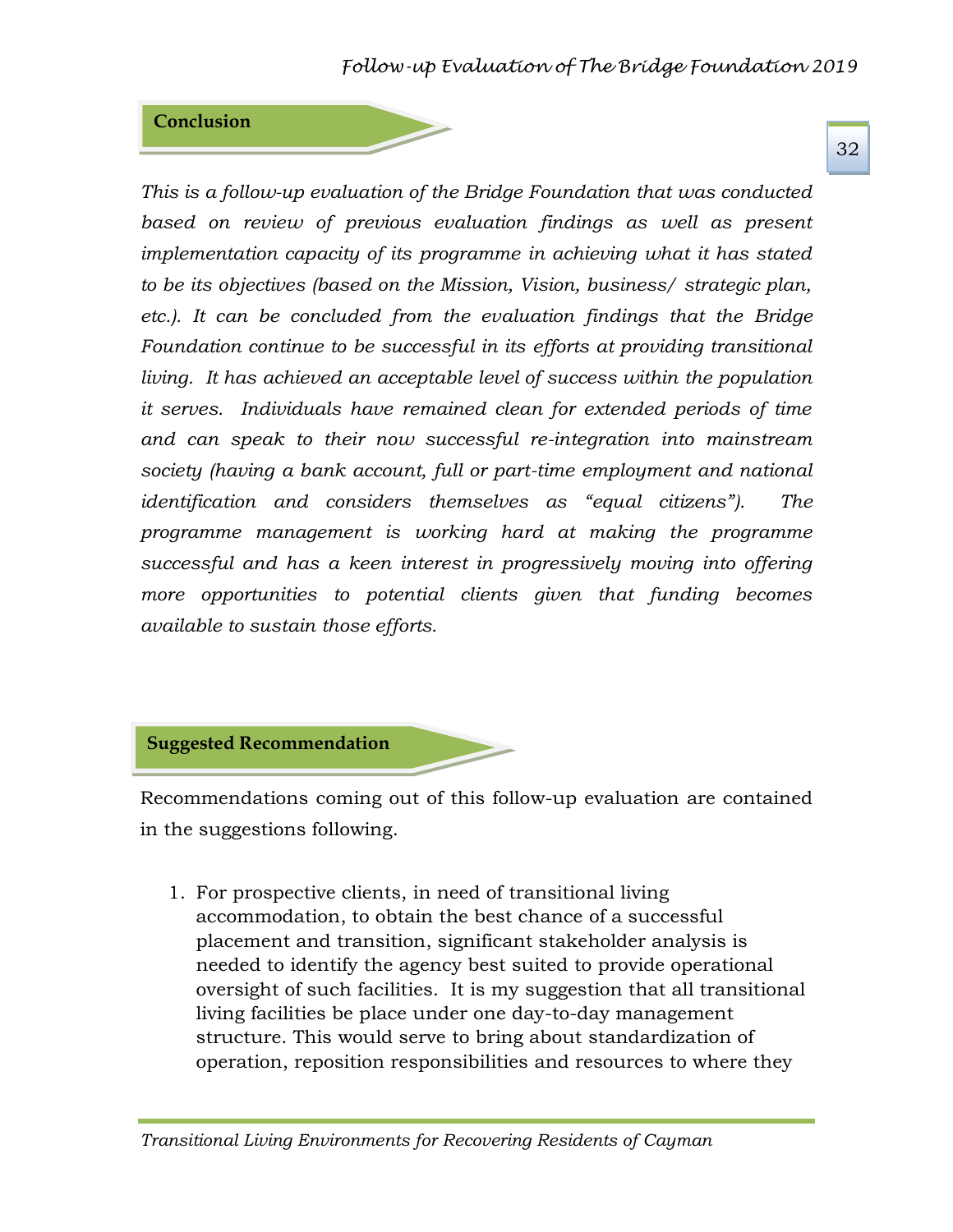## Conclusion

*This is a follow-up evaluation of the Bridge Foundation that was conducted based on review of previous evaluation findings as well as present implementation capacity of its programme in achieving what it has stated to be its objectives (based on the Mission, Vision, business/ strategic plan, etc.). It can be concluded from the evaluation findings that the Bridge Foundation continue to be successful in its efforts at providing transitional living. It has achieved an acceptable level of success within the population it serves. Individuals have remained clean for extended periods of time and can speak to their now successful re-integration into mainstream society (having a bank account, full or part-time employment and national identification and considers themselves as "equal citizens"). The programme management is working hard at making the programme successful and has a keen interest in progressively moving into offering more opportunities to potential clients given that funding becomes available to sustain those efforts.*

## Suggested Recommendation

Recommendations coming out of this follow-up evaluation are contained in the suggestions following.

1. For prospective clients, in need of transitional living accommodation, to obtain the best chance of a successful placement and transition, significant stakeholder analysis is needed to identify the agency best suited to provide operational oversight of such facilities. It is my suggestion that all transitional living facilities be place under one day-to-day management structure. This would serve to bring about standardization of operation, reposition responsibilities and resources to where they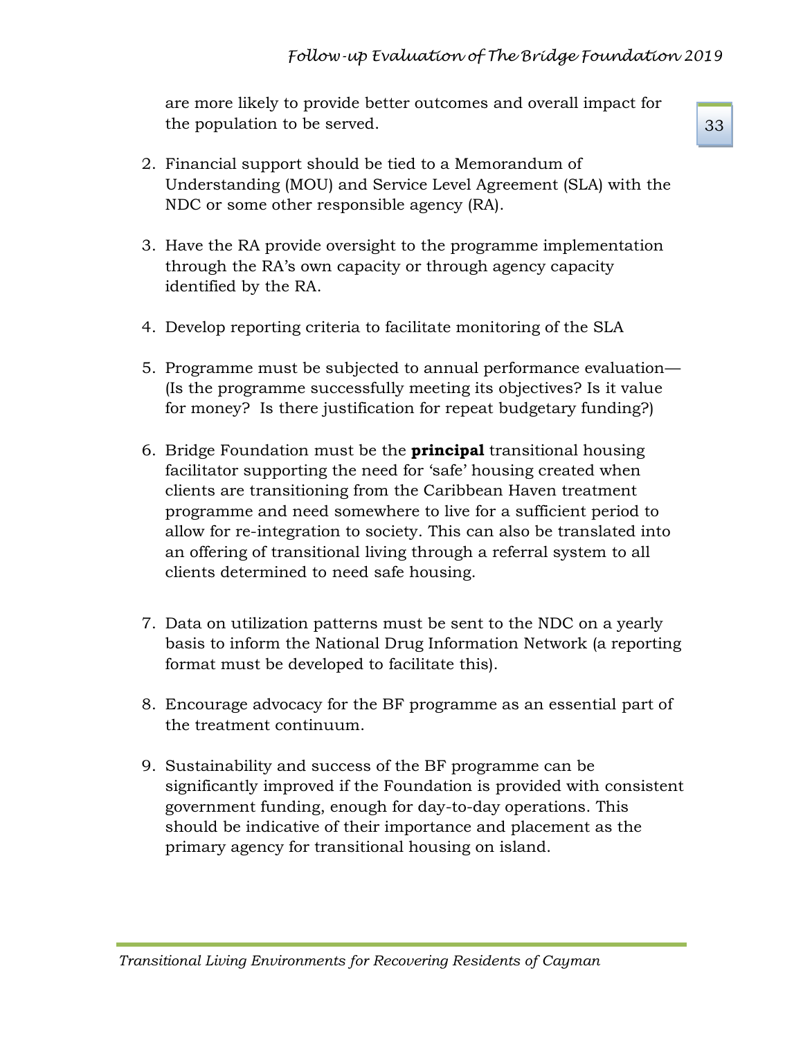are more likely to provide better outcomes and overall impact for the population to be served.

2. Financial support should be tied to a Memorandum of Understanding (MOU) and Service Level Agreement (SLA) with the NDC or some other responsible agency (RA).

3. Have the RA provide oversight to the programme implementation through the RA's own capacity or through agency capacity identified by the RA.

4. Develop reporting criteria to facilitate monitoring of the SLA

5. Programme must be subjected to annual performance evaluation— (Is the programme successfully meeting its objectives? Is it value for money? Is there justification for repeat budgetary funding?)

6. Bridge Foundation must be the **principal** transitional housing facilitator supporting the need for 'safe' housing created when clients are transitioning from the Caribbean Haven treatment programme and need somewhere to live for a sufficient period to allow for re-integration to society. This can also be translated into an offering of transitional living through a referral system to all clients determined to need safe housing.

7. Data on utilization patterns must be sent to the NDC on a yearly basis to inform the National Drug Information Network (a reporting format must be developed to facilitate this).

8. Encourage advocacy for the BF programme as an essential part of the treatment continuum.

9. Sustainability and success of the BF programme can be significantly improved if the Foundation is provided with consistent government funding, enough for day-to-day operations. This should be indicative of their importance and placement as the primary agency for transitional housing on island.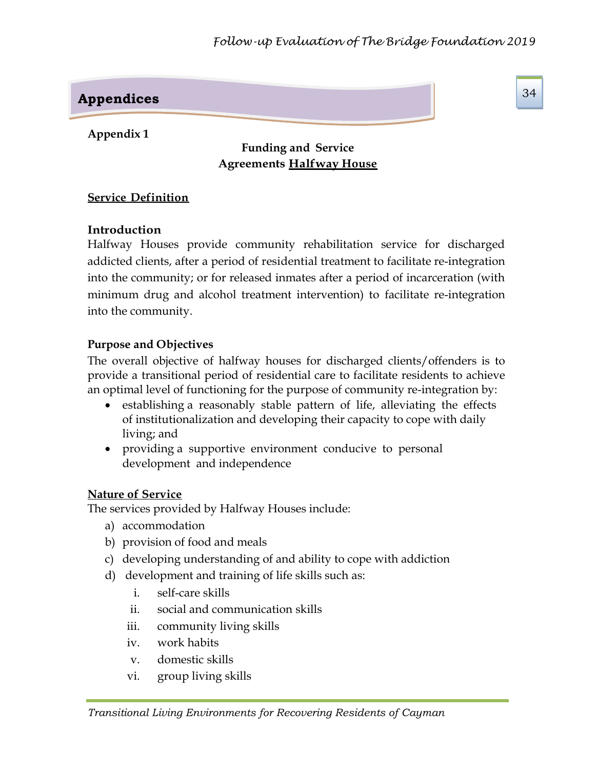# Appendices

**Appendix 1**

**Funding and Service Agreements <u>Halfway House</u>**

**<u>Service Definition</u>**

**Introduction**

Halfway Houses provide community rehabilitation service for discharged addicted clients, after a period of residential treatment to facilitate re-integration into the community; or for released inmates after a period of incarceration (with minimum drug and alcohol treatment intervention) to facilitate re-integration into the community.

**Purpose and Objectives**

The overall objective of halfway houses for discharged clients/offenders is to provide a transitional period of residential care to facilitate residents to achieve an optimal level of functioning for the purpose of community re-integration by:

- establishing a reasonably stable pattern of life, alleviating the effects of institutionalization and developing their capacity to cope with daily living; and
- providing a supportive environment conducive to personal development and independence

**<u>Nature of Service</u>**

The services provided by Halfway Houses include:

a) accommodation
b) provision of food and meals
c) developing understanding of and ability to cope with addiction
d) development and training of life skills such as:
    i. self-care skills
    ii. social and communication skills
    iii. community living skills
    iv. work habits
    v. domestic skills
    vi. group living skills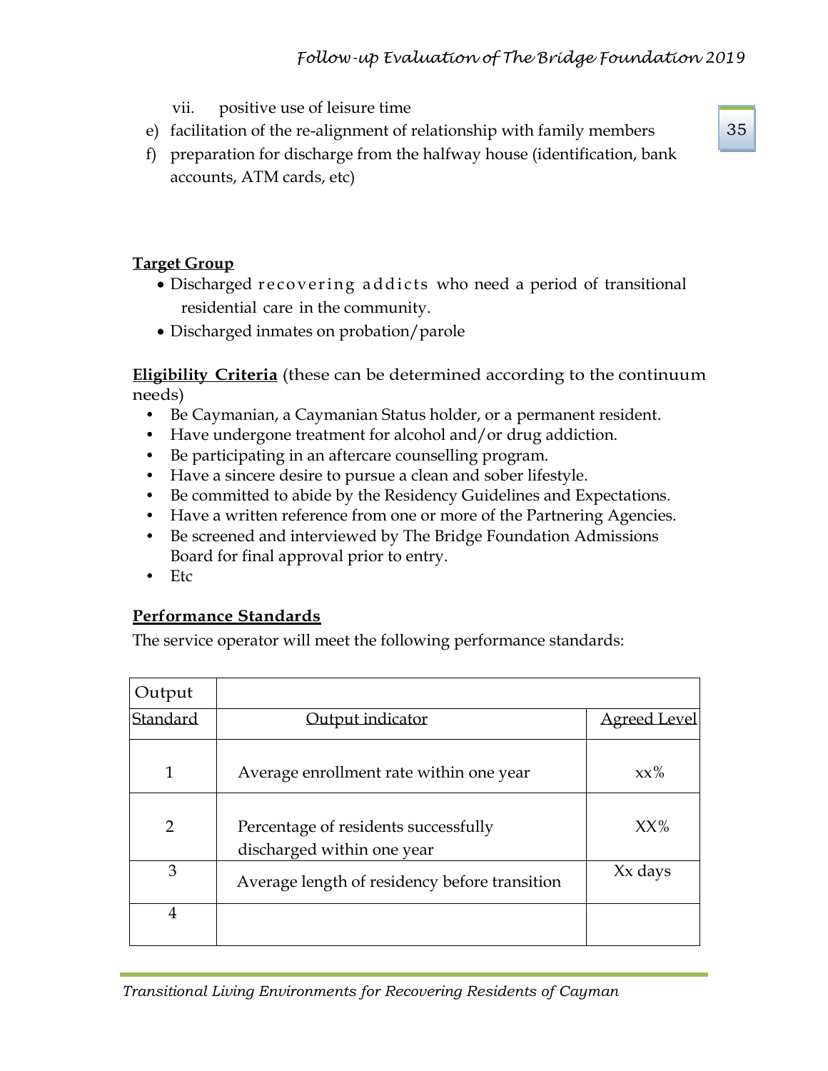vii. positive use of leisure time

e) facilitation of the re-alignment of relationship with family members

f) preparation for discharge from the halfway house (identification, bank accounts, ATM cards, etc)

**Target Group**

- Discharged recovering addicts who need a period of transitional residential care in the community.
- Discharged inmates on probation/parole

**Eligibility Criteria** (these can be determined according to the continuum needs)

- Be Caymanian, a Caymanian Status holder, or a permanent resident.
- Have undergone treatment for alcohol and/or drug addiction.
- Be participating in an aftercare counselling program.
- Have a sincere desire to pursue a clean and sober lifestyle.
- Be committed to abide by the Residency Guidelines and Expectations.
- Have a written reference from one or more of the Partnering Agencies.
- Be screened and interviewed by The Bridge Foundation Admissions Board for final approval prior to entry.
- Etc

**Performance Standards**

The service operator will meet the following performance standards:

| Output Standard | Output indicator | Agreed Level |
|---|---|---|
| 1 | Average enrollment rate within one year | xx% |
| 2 | Percentage of residents successfully discharged within one year | XX% |
| 3 | Average length of residency before transition | Xx days |
| 4 | | |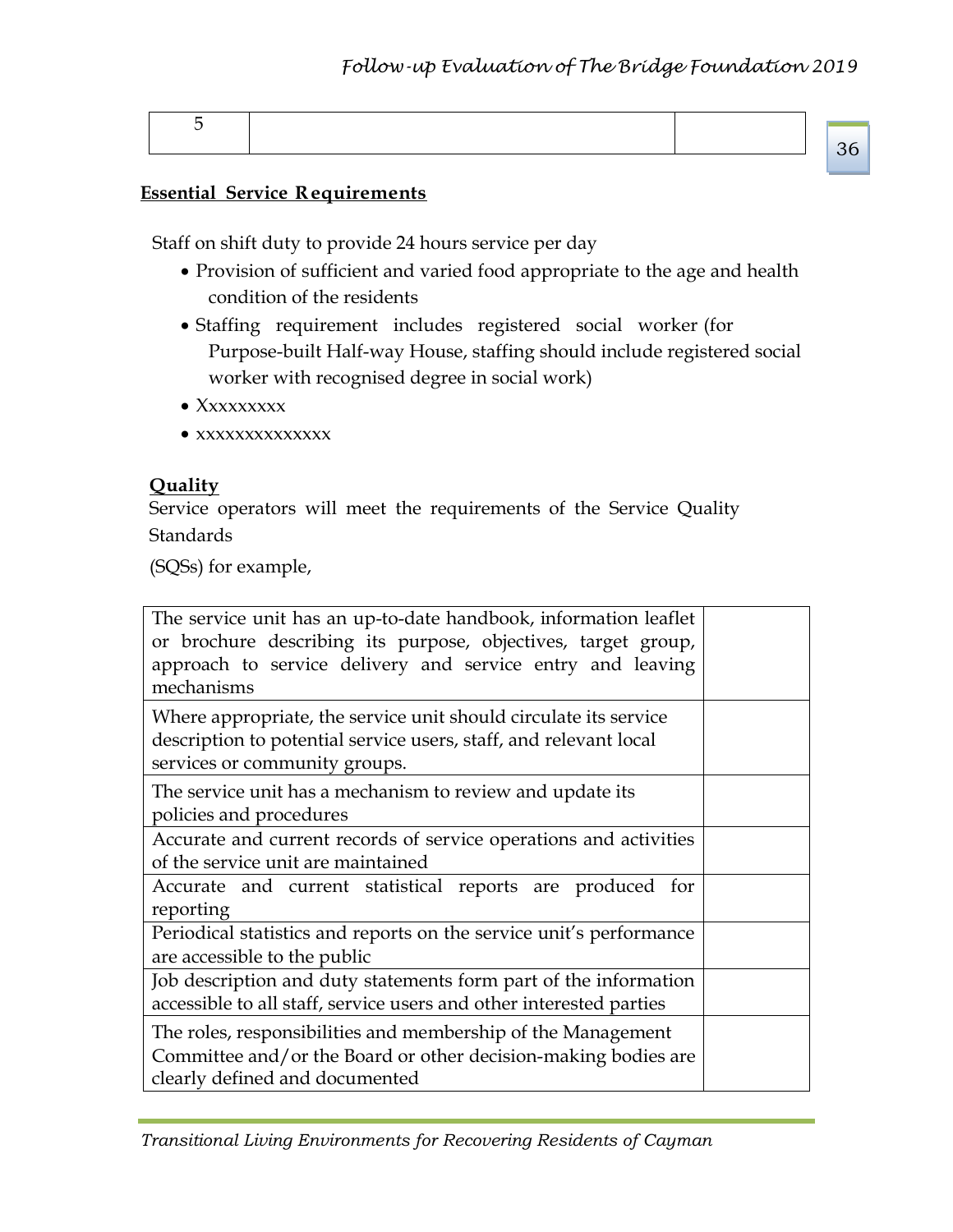| 5 | | |
|---|---|---|

**Essential Service Requirements**

Staff on shift duty to provide 24 hours service per day

- Provision of sufficient and varied food appropriate to the age and health condition of the residents
- Staffing requirement includes registered social worker (for Purpose-built Half-way House, staffing should include registered social worker with recognised degree in social work)
- Xxxxxxxxx
- xxxxxxxxxxxxxx

**Quality**

Service operators will meet the requirements of the Service Quality Standards

(SQSs) for example,

| | |
|---|---|
| The service unit has an up-to-date handbook, information leaflet or brochure describing its purpose, objectives, target group, approach to service delivery and service entry and leaving mechanisms | |
| Where appropriate, the service unit should circulate its service description to potential service users, staff, and relevant local services or community groups. | |
| The service unit has a mechanism to review and update its policies and procedures | |
| Accurate and current records of service operations and activities of the service unit are maintained | |
| Accurate and current statistical reports are produced for reporting | |
| Periodical statistics and reports on the service unit's performance are accessible to the public | |
| Job description and duty statements form part of the information accessible to all staff, service users and other interested parties | |
| The roles, responsibilities and membership of the Management Committee and/or the Board or other decision-making bodies are clearly defined and documented | |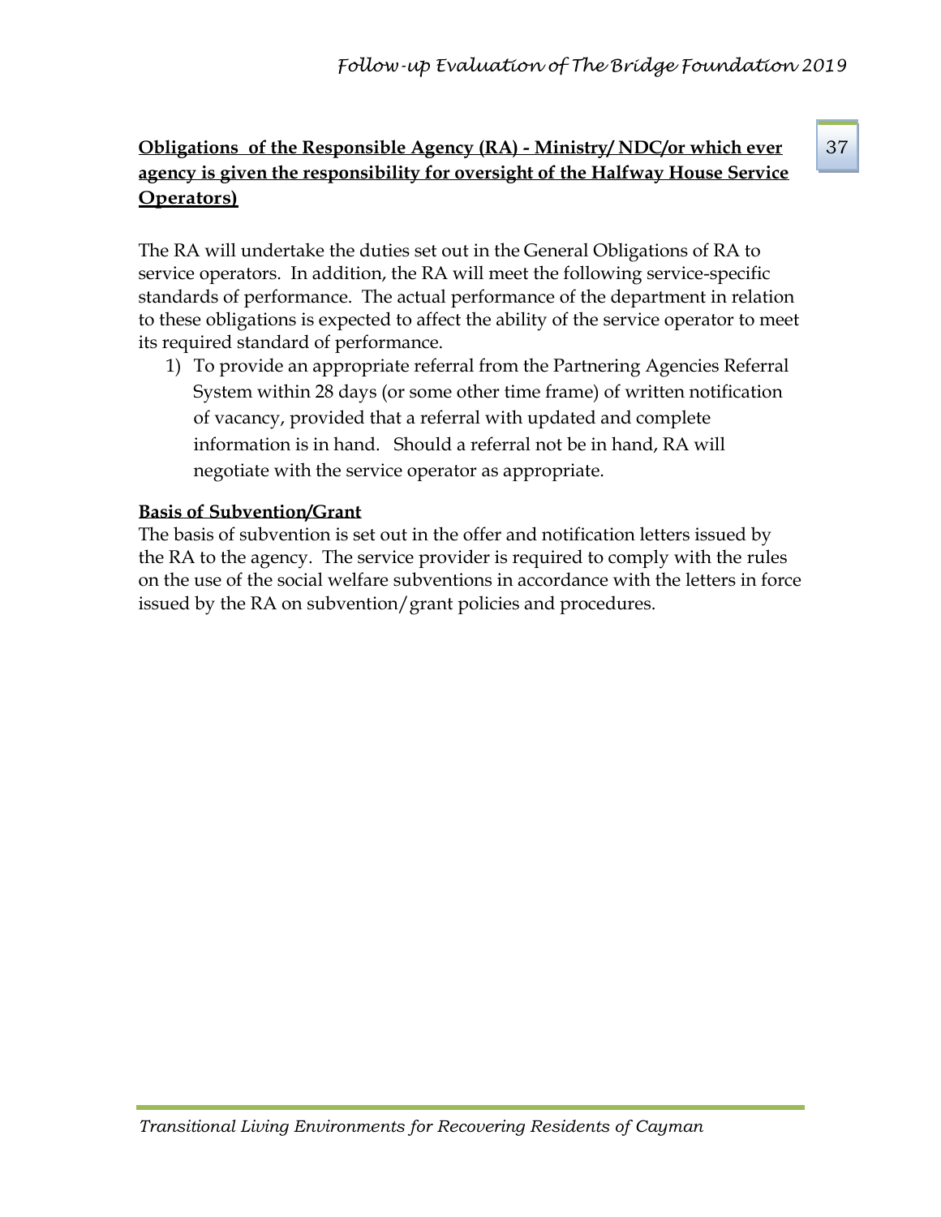**Obligations of the Responsible Agency (RA) - Ministry/ NDC/or which ever agency is given the responsibility for oversight of the Halfway House Service Operators)**

The RA will undertake the duties set out in the General Obligations of RA to service operators. In addition, the RA will meet the following service-specific standards of performance. The actual performance of the department in relation to these obligations is expected to affect the ability of the service operator to meet its required standard of performance.

1) To provide an appropriate referral from the Partnering Agencies Referral System within 28 days (or some other time frame) of written notification of vacancy, provided that a referral with updated and complete information is in hand. Should a referral not be in hand, RA will negotiate with the service operator as appropriate.

**Basis of Subvention/Grant**

The basis of subvention is set out in the offer and notification letters issued by the RA to the agency. The service provider is required to comply with the rules on the use of the social welfare subventions in accordance with the letters in force issued by the RA on subvention/grant policies and procedures.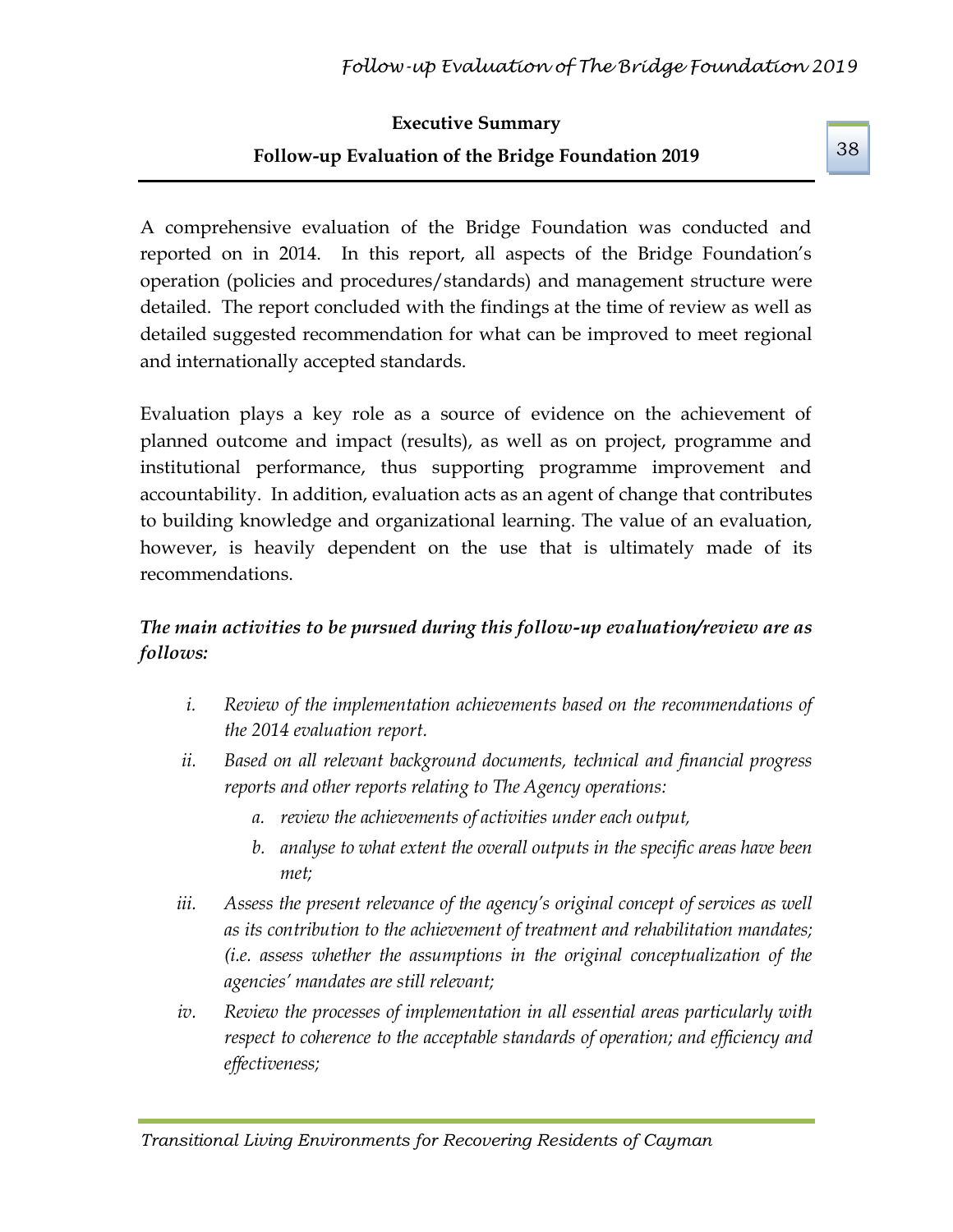## Executive Summary

## Follow-up Evaluation of the Bridge Foundation 2019

A comprehensive evaluation of the Bridge Foundation was conducted and reported on in 2014. In this report, all aspects of the Bridge Foundation's operation (policies and procedures/standards) and management structure were detailed. The report concluded with the findings at the time of review as well as detailed suggested recommendation for what can be improved to meet regional and internationally accepted standards.

Evaluation plays a key role as a source of evidence on the achievement of planned outcome and impact (results), as well as on project, programme and institutional performance, thus supporting programme improvement and accountability. In addition, evaluation acts as an agent of change that contributes to building knowledge and organizational learning. The value of an evaluation, however, is heavily dependent on the use that is ultimately made of its recommendations.

***The main activities to be pursued during this follow-up evaluation/review are as follows:***

i. *Review of the implementation achievements based on the recommendations of the 2014 evaluation report.*

ii. *Based on all relevant background documents, technical and financial progress reports and other reports relating to The Agency operations:*
   a. *review the achievements of activities under each output,*
   b. *analyse to what extent the overall outputs in the specific areas have been met;*

iii. *Assess the present relevance of the agency's original concept of services as well as its contribution to the achievement of treatment and rehabilitation mandates; (i.e. assess whether the assumptions in the original conceptualization of the agencies' mandates are still relevant;*

iv. *Review the processes of implementation in all essential areas particularly with respect to coherence to the acceptable standards of operation; and efficiency and effectiveness;*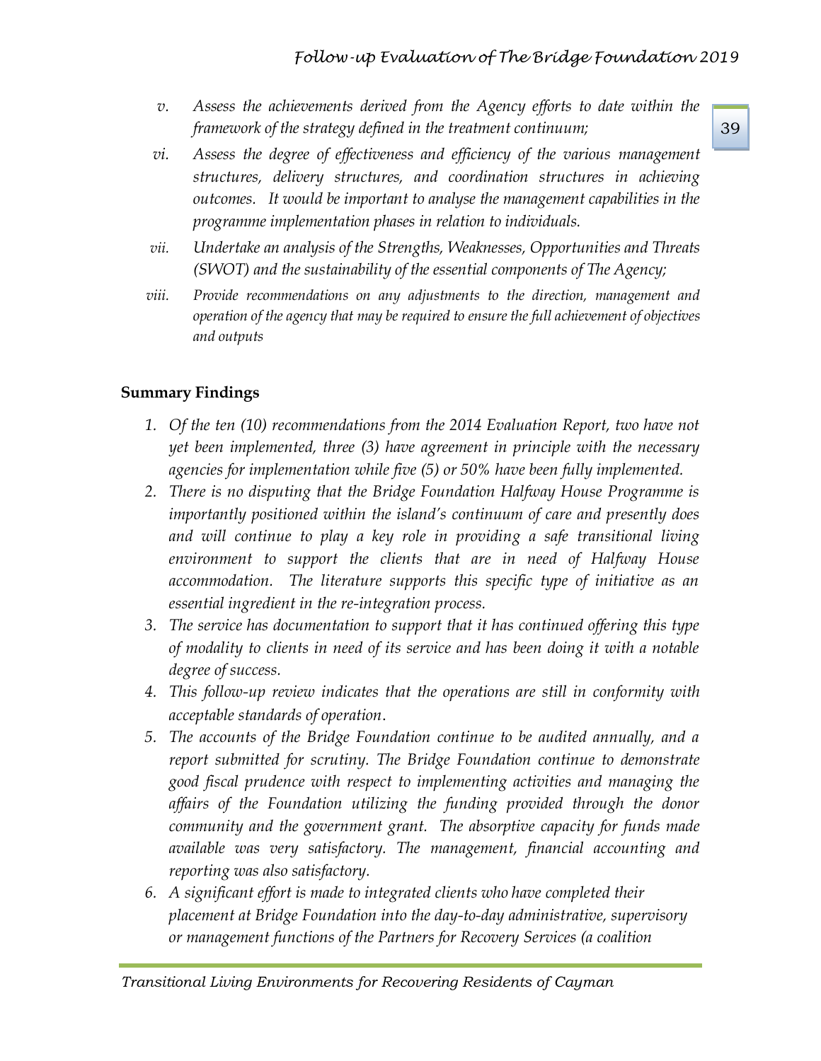v. *Assess the achievements derived from the Agency efforts to date within the framework of the strategy defined in the treatment continuum;*

vi. *Assess the degree of effectiveness and efficiency of the various management structures, delivery structures, and coordination structures in achieving outcomes. It would be important to analyse the management capabilities in the programme implementation phases in relation to individuals.*

vii. *Undertake an analysis of the Strengths, Weaknesses, Opportunities and Threats (SWOT) and the sustainability of the essential components of The Agency;*

viii. *Provide recommendations on any adjustments to the direction, management and operation of the agency that may be required to ensure the full achievement of objectives and outputs*

**Summary Findings**

1. *Of the ten (10) recommendations from the 2014 Evaluation Report, two have not yet been implemented, three (3) have agreement in principle with the necessary agencies for implementation while five (5) or 50% have been fully implemented.*
2. *There is no disputing that the Bridge Foundation Halfway House Programme is importantly positioned within the island's continuum of care and presently does and will continue to play a key role in providing a safe transitional living environment to support the clients that are in need of Halfway House accommodation. The literature supports this specific type of initiative as an essential ingredient in the re-integration process.*
3. *The service has documentation to support that it has continued offering this type of modality to clients in need of its service and has been doing it with a notable degree of success.*
4. *This follow-up review indicates that the operations are still in conformity with acceptable standards of operation.*
5. *The accounts of the Bridge Foundation continue to be audited annually, and a report submitted for scrutiny. The Bridge Foundation continue to demonstrate good fiscal prudence with respect to implementing activities and managing the affairs of the Foundation utilizing the funding provided through the donor community and the government grant. The absorptive capacity for funds made available was very satisfactory. The management, financial accounting and reporting was also satisfactory.*
6. *A significant effort is made to integrated clients who have completed their placement at Bridge Foundation into the day-to-day administrative, supervisory or management functions of the Partners for Recovery Services (a coalition*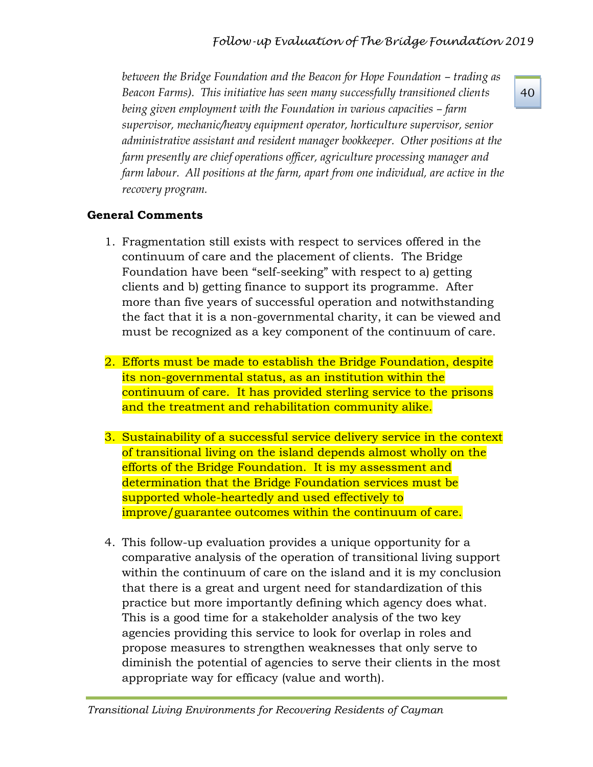*between the Bridge Foundation and the Beacon for Hope Foundation – trading as Beacon Farms). This initiative has seen many successfully transitioned clients being given employment with the Foundation in various capacities – farm supervisor, mechanic/heavy equipment operator, horticulture supervisor, senior administrative assistant and resident manager bookkeeper. Other positions at the farm presently are chief operations officer, agriculture processing manager and farm labour. All positions at the farm, apart from one individual, are active in the recovery program.*

**General Comments**

1. Fragmentation still exists with respect to services offered in the continuum of care and the placement of clients. The Bridge Foundation have been "self-seeking" with respect to a) getting clients and b) getting finance to support its programme. After more than five years of successful operation and notwithstanding the fact that it is a non-governmental charity, it can be viewed and must be recognized as a key component of the continuum of care.

2. Efforts must be made to establish the Bridge Foundation, despite its non-governmental status, as an institution within the continuum of care. It has provided sterling service to the prisons and the treatment and rehabilitation community alike.

3. Sustainability of a successful service delivery service in the context of transitional living on the island depends almost wholly on the efforts of the Bridge Foundation. It is my assessment and determination that the Bridge Foundation services must be supported whole-heartedly and used effectively to improve/guarantee outcomes within the continuum of care.

4. This follow-up evaluation provides a unique opportunity for a comparative analysis of the operation of transitional living support within the continuum of care on the island and it is my conclusion that there is a great and urgent need for standardization of this practice but more importantly defining which agency does what. This is a good time for a stakeholder analysis of the two key agencies providing this service to look for overlap in roles and propose measures to strengthen weaknesses that only serve to diminish the potential of agencies to serve their clients in the most appropriate way for efficacy (value and worth).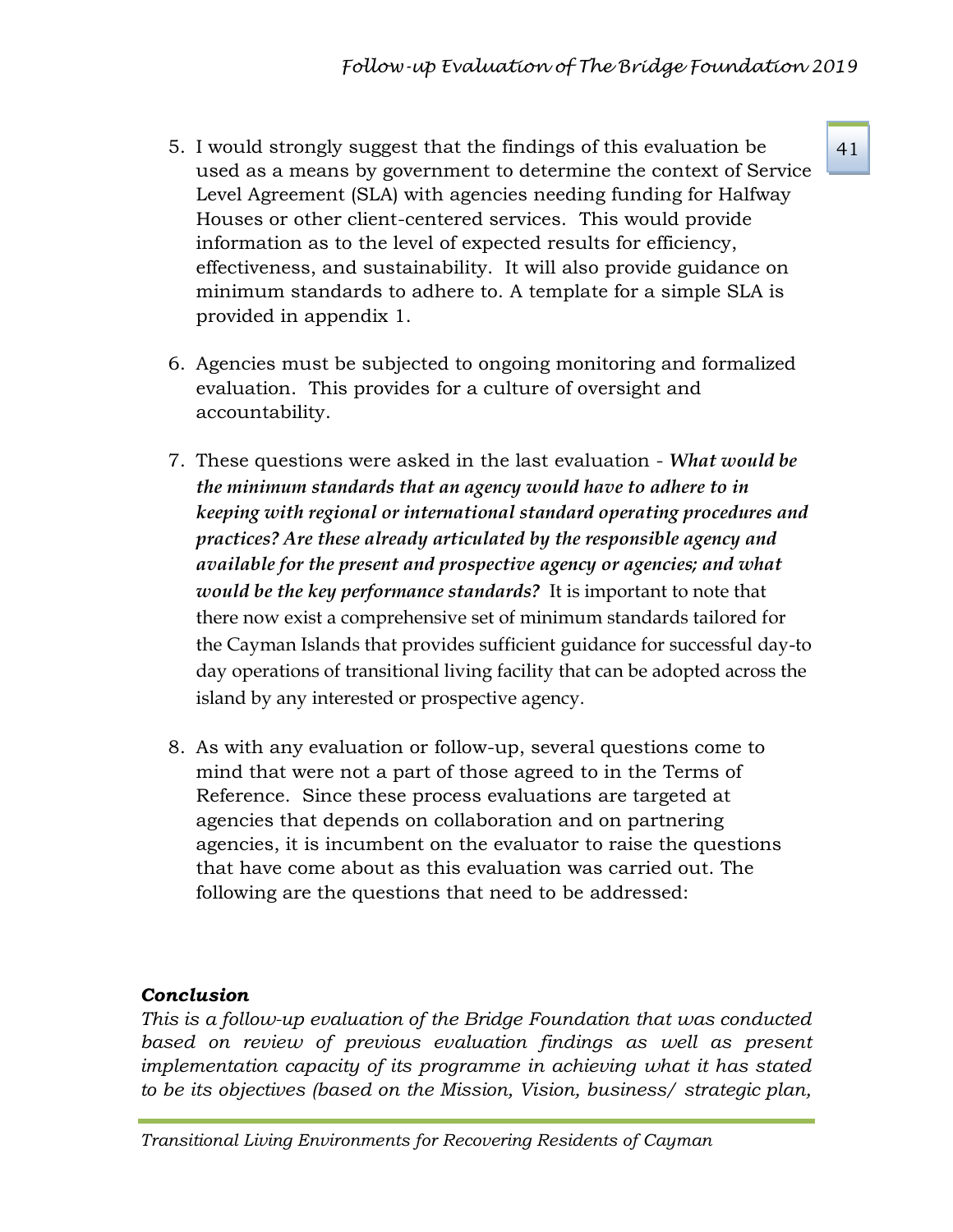5. I would strongly suggest that the findings of this evaluation be used as a means by government to determine the context of Service Level Agreement (SLA) with agencies needing funding for Halfway Houses or other client-centered services. This would provide information as to the level of expected results for efficiency, effectiveness, and sustainability. It will also provide guidance on minimum standards to adhere to. A template for a simple SLA is provided in appendix 1.

6. Agencies must be subjected to ongoing monitoring and formalized evaluation. This provides for a culture of oversight and accountability.

7. These questions were asked in the last evaluation - ***What would be the minimum standards that an agency would have to adhere to in keeping with regional or international standard operating procedures and practices? Are these already articulated by the responsible agency and available for the present and prospective agency or agencies; and what would be the key performance standards?*** It is important to note that there now exist a comprehensive set of minimum standards tailored for the Cayman Islands that provides sufficient guidance for successful day-to day operations of transitional living facility that can be adopted across the island by any interested or prospective agency.

8. As with any evaluation or follow-up, several questions come to mind that were not a part of those agreed to in the Terms of Reference. Since these process evaluations are targeted at agencies that depends on collaboration and on partnering agencies, it is incumbent on the evaluator to raise the questions that have come about as this evaluation was carried out. The following are the questions that need to be addressed:

***Conclusion***

*This is a follow-up evaluation of the Bridge Foundation that was conducted based on review of previous evaluation findings as well as present implementation capacity of its programme in achieving what it has stated to be its objectives (based on the Mission, Vision, business/ strategic plan,*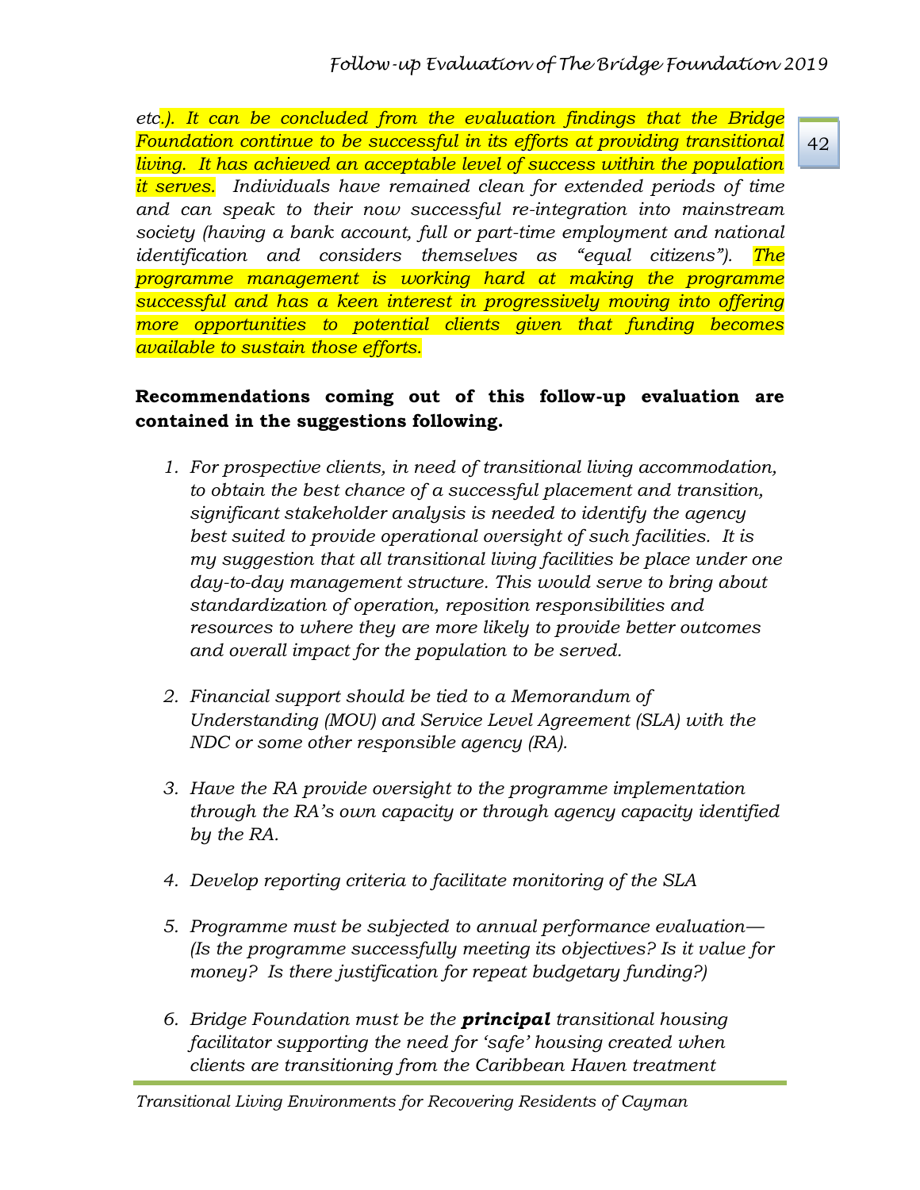*etc.). It can be concluded from the evaluation findings that the Bridge Foundation continue to be successful in its efforts at providing transitional living. It has achieved an acceptable level of success within the population it serves. Individuals have remained clean for extended periods of time and can speak to their now successful re-integration into mainstream society (having a bank account, full or part-time employment and national identification and considers themselves as "equal citizens"). The programme management is working hard at making the programme successful and has a keen interest in progressively moving into offering more opportunities to potential clients given that funding becomes available to sustain those efforts.*

**Recommendations coming out of this follow-up evaluation are contained in the suggestions following.**

1. *For prospective clients, in need of transitional living accommodation, to obtain the best chance of a successful placement and transition, significant stakeholder analysis is needed to identify the agency best suited to provide operational oversight of such facilities. It is my suggestion that all transitional living facilities be place under one day-to-day management structure. This would serve to bring about standardization of operation, reposition responsibilities and resources to where they are more likely to provide better outcomes and overall impact for the population to be served.*

2. *Financial support should be tied to a Memorandum of Understanding (MOU) and Service Level Agreement (SLA) with the NDC or some other responsible agency (RA).*

3. *Have the RA provide oversight to the programme implementation through the RA's own capacity or through agency capacity identified by the RA.*

4. *Develop reporting criteria to facilitate monitoring of the SLA*

5. *Programme must be subjected to annual performance evaluation—(Is the programme successfully meeting its objectives? Is it value for money? Is there justification for repeat budgetary funding?)*

6. *Bridge Foundation must be the* ***principal*** *transitional housing facilitator supporting the need for 'safe' housing created when clients are transitioning from the Caribbean Haven treatment*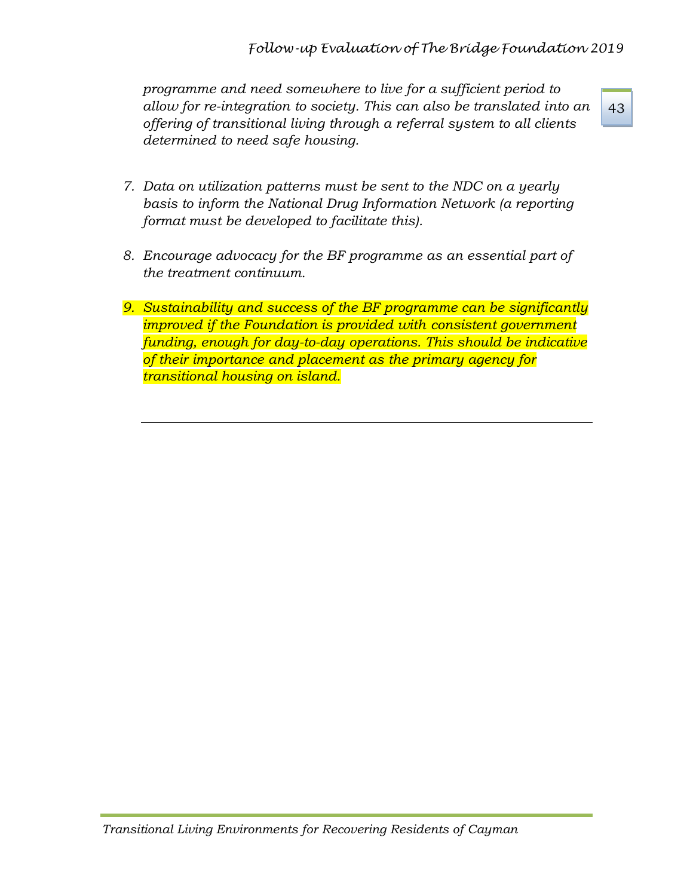*programme and need somewhere to live for a sufficient period to allow for re-integration to society. This can also be translated into an offering of transitional living through a referral system to all clients determined to need safe housing.*

7. *Data on utilization patterns must be sent to the NDC on a yearly basis to inform the National Drug Information Network (a reporting format must be developed to facilitate this).*

8. *Encourage advocacy for the BF programme as an essential part of the treatment continuum.*

9. *Sustainability and success of the BF programme can be significantly improved if the Foundation is provided with consistent government funding, enough for day-to-day operations. This should be indicative of their importance and placement as the primary agency for transitional housing on island.*

---